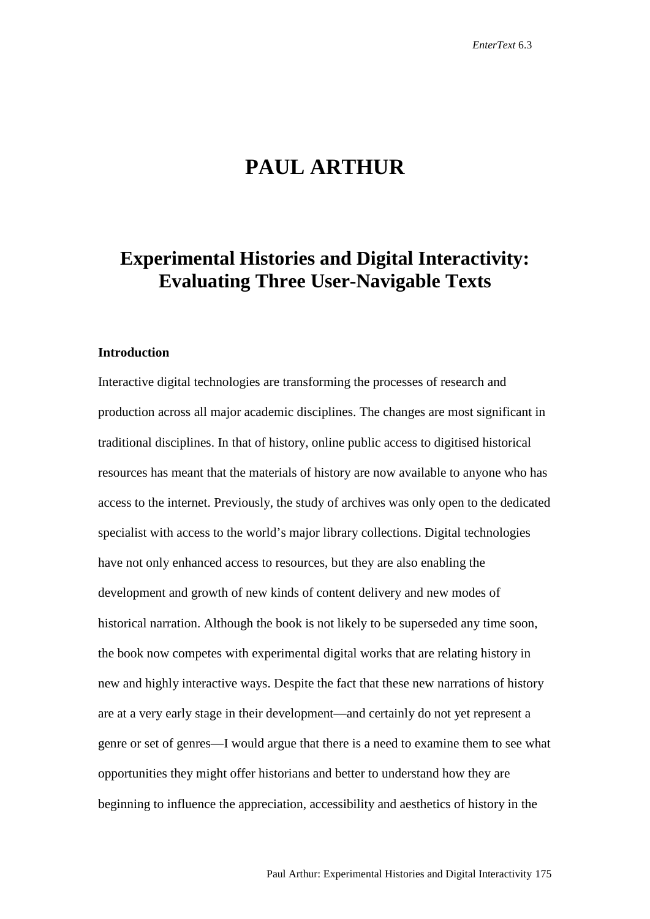# PAUL ARTHUR

## Experimental Histories and Digital Interactivity: Evaluating Three User-Navigable Texts

### Introduction

Interactive digital technologies are transforming the processes of research and production across all major academic disciplines. The changes are most significant in traditional disciplines. In that of history, online public access to digitised historical resources has meant that the materials of history are now available to anyone who has access to the internet. Previously, the study of archives was only open to the dedicated specialist with access to the world's major library collections. Digital technologies have not only enhanced access to resources, but they are also enabling the development and growth of new kinds of content delivery and new modes of historical narration. Although the book is not likely to be superseded any time soon, the book now competes with experimental digital works that are relating history in new and highly interactive ways. Despite the fact that these new narrations of history are at a very early stage in their development—and certainly do not yet represent a genre or set of genres—I would argue that there is a need to examine them to see what opportunities they might offer historians and better to understand how they are beginning to influence the appreciation, accessibility and aesthetics of history in the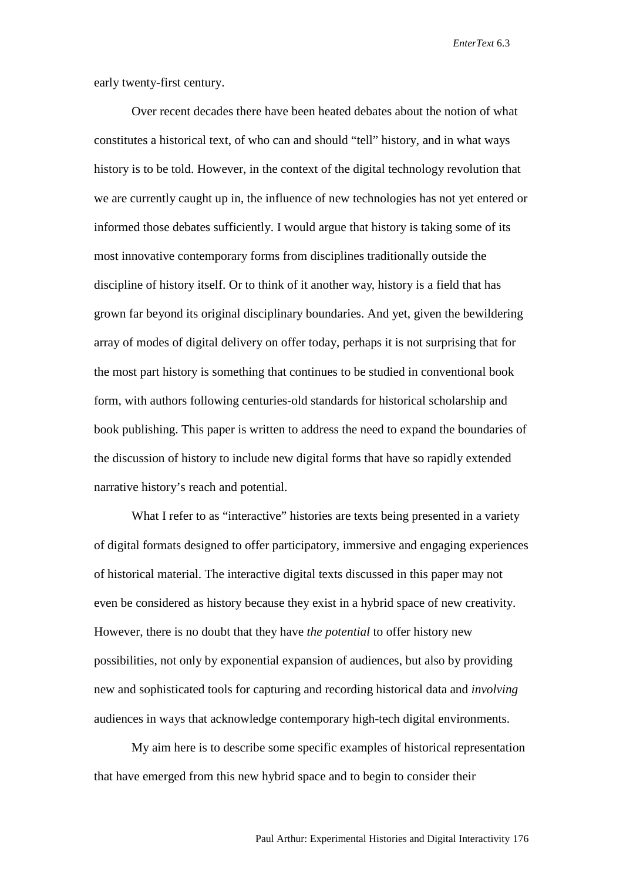early twenty-first century.

Over recent decades there have been heated debates about the notion of what constitutes a historical text, of who can and should "tell" history, and in what ways history is to be told. However, in the context of the digital technology revolution that we are currently caught up in, the influence of new technologies has not yet entered or informed those debates sufficiently. I would argue that history is taking some of its most innovative contemporary forms from disciplines traditionally outside the discipline of history itself. Or to think of it another way, history is a field that has grown far beyond its original disciplinary boundaries. And yet, given the bewildering array of modes of digital delivery on offer today, perhaps it is not surprising that for the most part history is something that continues to be studied in conventional book form, with authors following centuries-old standards for historical scholarship and book publishing. This paper is written to address the need to expand the boundaries of the discussion of history to include new digital forms that have so rapidly extended narrative history's reach and potential.

What I refer to as "interactive" histories are texts being presented in a variety of digital formats designed to offer participatory, immersive and engaging experiences of historical material. The interactive digital texts discussed in this paper may not even be considered as history because they exist in a hybrid space of new creativity. However, there is no doubt that they have *the potential* to offer history new possibilities, not only by exponential expansion of audiences, but also by providing new and sophisticated tools for capturing and recording historical data and *involving* audiences in ways that acknowledge contemporary high-tech digital environments.

My aim here is to describe some specific examples of historical representation that have emerged from this new hybrid space and to begin to consider their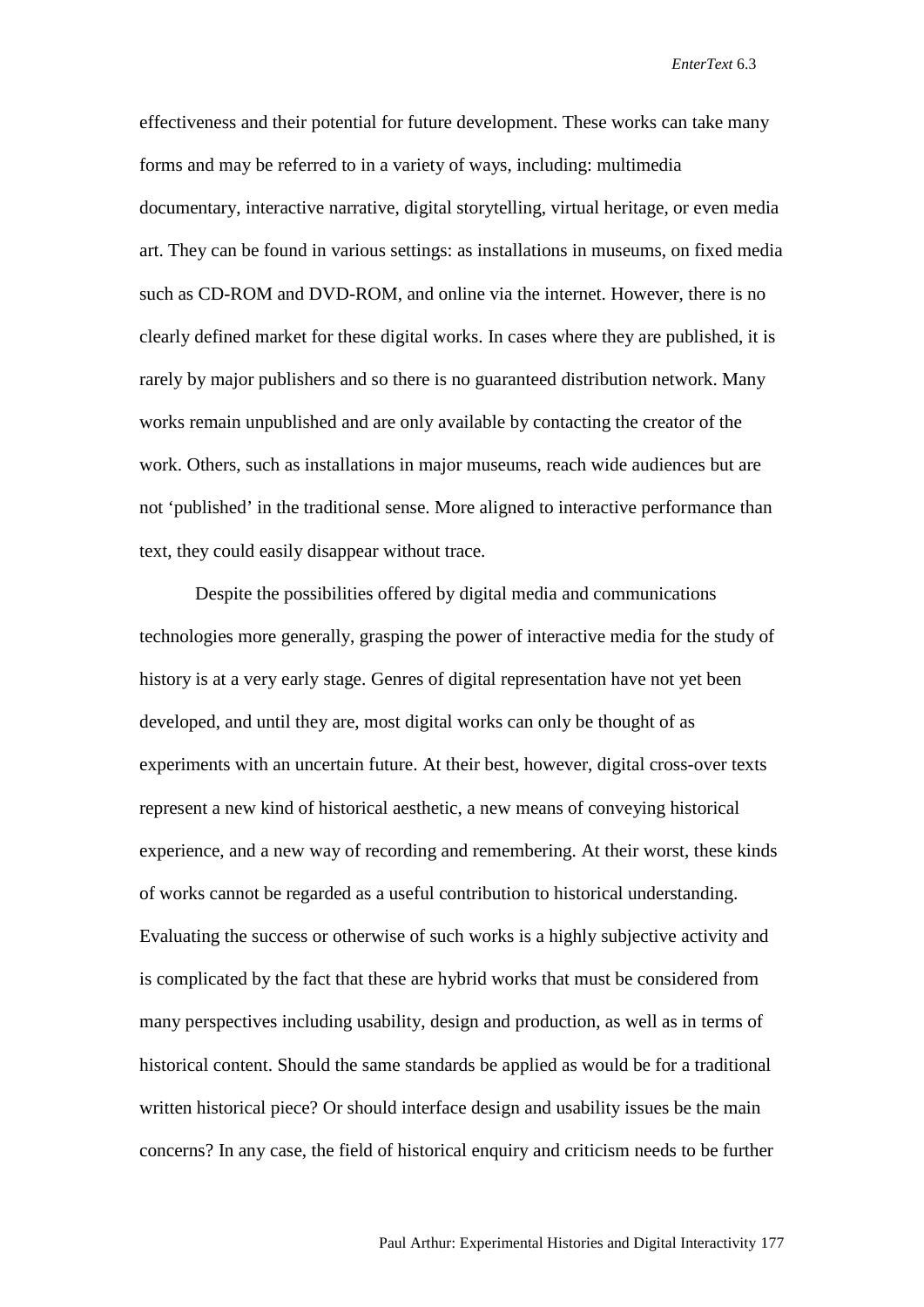effectiveness and their potential for future development. These works can take many forms and may be referred to in a variety of ways, including: multimedia documentary, interactive narrative, digital storytelling, virtual heritage, or even media art. They can be found in various settings: as installations in museums, on fixed media such as CD-ROM and DVD-ROM, and online via the internet. However, there is no clearly defined market for these digital works. In cases where they are published, it is rarely by major publishers and so there is no guaranteed distribution network. Many works remain unpublished and are only available by contacting the creator of the work. Others, such as installations in major museums, reach wide audiences but are not 'published' in the traditional sense. More aligned to interactive performance than text, they could easily disappear without trace.

Despite the possibilities offered by digital media and communications technologies more generally, grasping the power of interactive media for the study of history is at a very early stage. Genres of digital representation have not yet been developed, and until they are, most digital works can only be thought of as experiments with an uncertain future. At their best, however, digital cross-over texts represent a new kind of historical aesthetic, a new means of conveying historical experience, and a new way of recording and remembering. At their worst, these kinds of works cannot be regarded as a useful contribution to historical understanding. Evaluating the success or otherwise of such works is a highly subjective activity and is complicated by the fact that these are hybrid works that must be considered from many perspectives including usability, design and production, as well as in terms of historical content. Should the same standards be applied as would be for a traditional written historical piece? Or should interface design and usability issues be the main concerns? In any case, the field of historical enquiry and criticism needs to be further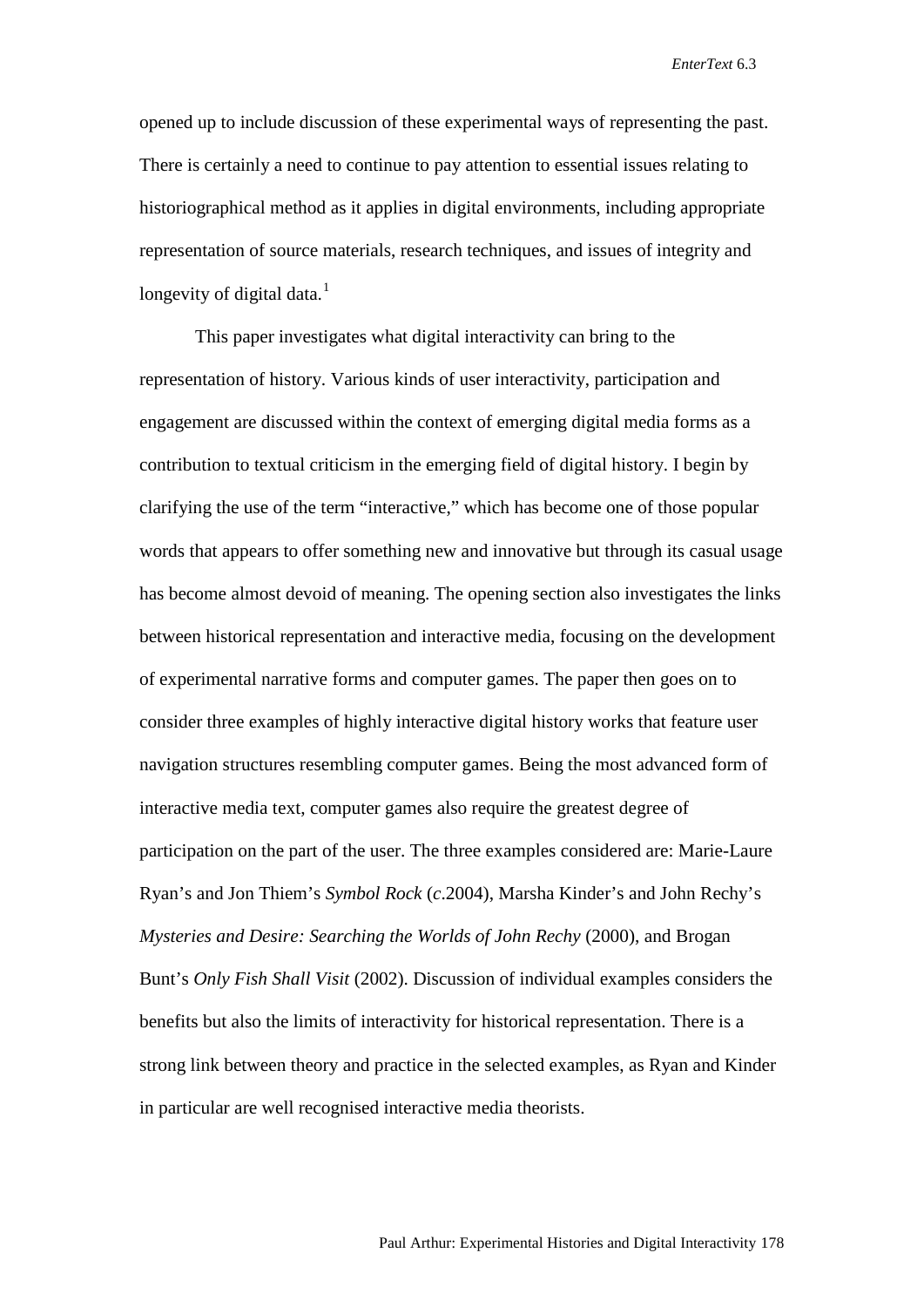opened up to include discussion of these experimental ways of representing the past. There is certainly a need to continue to pay attention to essential issues relating to historiographical method as it applies in digital environments, including appropriate representation of source materials, research techniques, and issues of integrity and longevity of digital data.[1]

This paper investigates what digital interactivity can bring to the representation of history. Various kinds of user interactivity, participation and engagement are discussed within the context of emerging digital media forms as a contribution to textual criticism in the emerging field of digital history. I begin by clarifying the use of the term "interactive," which has become one of those popular words that appears to offer something new and innovative but through its casual usage has become almost devoid of meaning. The opening section also investigates the links between historical representation and interactive media, focusing on the development of experimental narrative forms and computer games. The paper then goes on to consider three examples of highly interactive digital history works that feature user navigation structures resembling computer games. Being the most advanced form of interactive media text, computer games also require the greatest degree of participation on the part of the user. The three examples considered are: Marie-Laure Ryan's and Jon Thiem's *Symbol Rock* (*c*.2004), Marsha Kinder's and John Rechy's *Mysteries and Desire: Searching the Worlds of John Rechy* (2000), and Brogan Bunt's *Only Fish Shall Visit* (2002). Discussion of individual examples considers the benefits but also the limits of interactivity for historical representation. There is a strong link between theory and practice in the selected examples, as Ryan and Kinder in particular are well recognised interactive media theorists.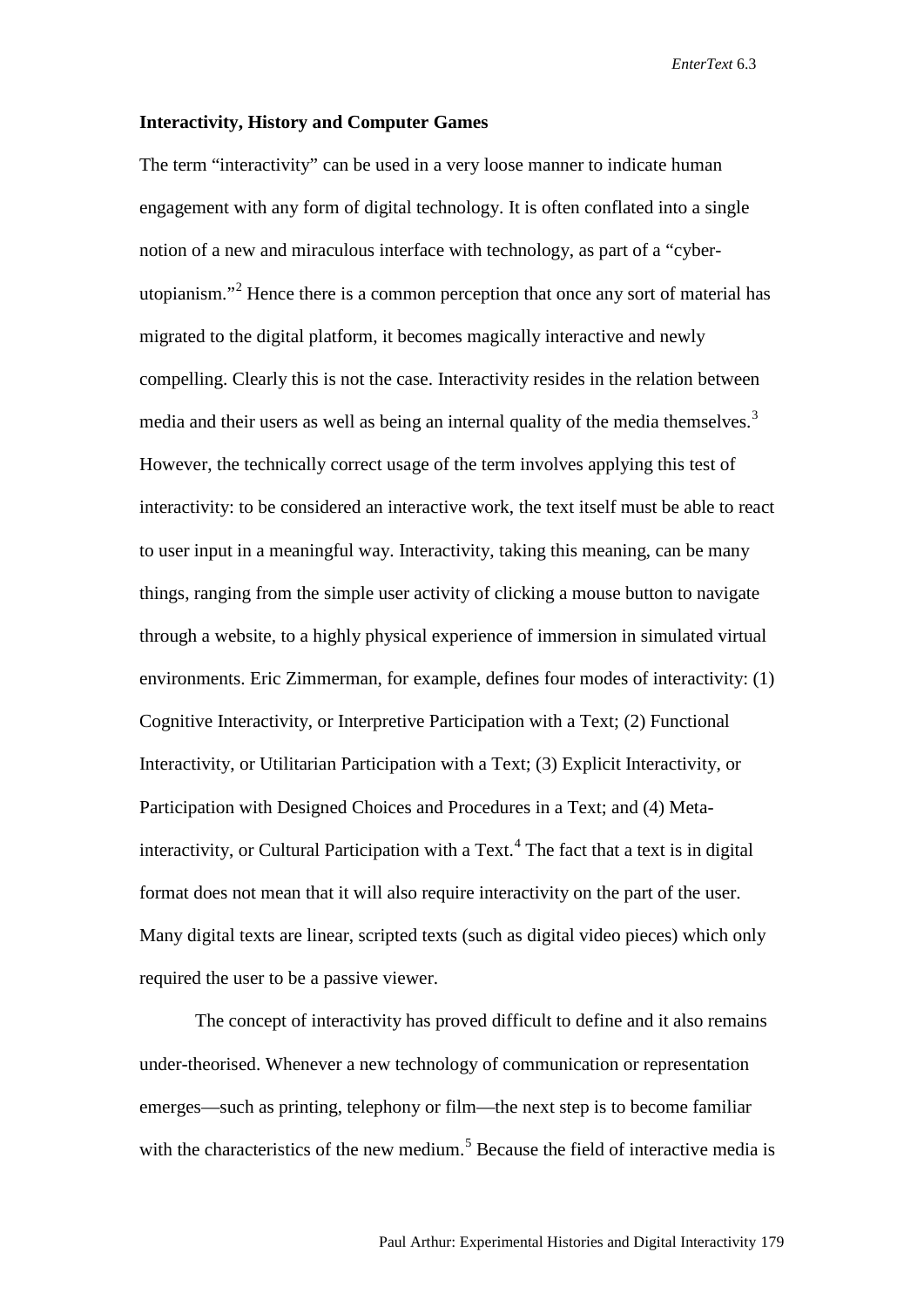**Interactivity, History and Computer Games**

The term "interactivity" can be used in a very loose manner to indicate human engagement with any form of digital technology. It is often conflated into a single notion of a new and miraculous interface with technology, as part of a "cyber-utopianism."[2] Hence there is a common perception that once any sort of material has migrated to the digital platform, it becomes magically interactive and newly compelling. Clearly this is not the case. Interactivity resides in the relation between media and their users as well as being an internal quality of the media themselves.[3] However, the technically correct usage of the term involves applying this test of interactivity: to be considered an interactive work, the text itself must be able to react to user input in a meaningful way. Interactivity, taking this meaning, can be many things, ranging from the simple user activity of clicking a mouse button to navigate through a website, to a highly physical experience of immersion in simulated virtual environments. Eric Zimmerman, for example, defines four modes of interactivity: (1) Cognitive Interactivity, or Interpretive Participation with a Text; (2) Functional Interactivity, or Utilitarian Participation with a Text; (3) Explicit Interactivity, or Participation with Designed Choices and Procedures in a Text; and (4) Meta-interactivity, or Cultural Participation with a Text.[4] The fact that a text is in digital format does not mean that it will also require interactivity on the part of the user. Many digital texts are linear, scripted texts (such as digital video pieces) which only required the user to be a passive viewer.

The concept of interactivity has proved difficult to define and it also remains under-theorised. Whenever a new technology of communication or representation emerges—such as printing, telephony or film—the next step is to become familiar with the characteristics of the new medium.[5] Because the field of interactive media is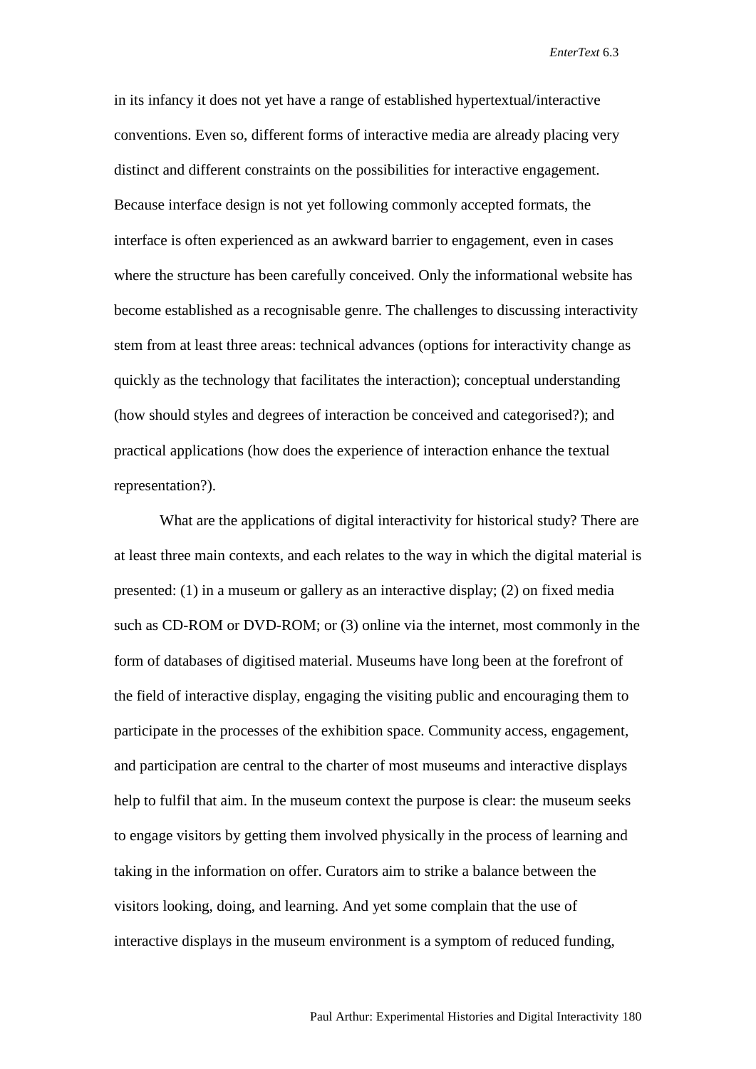in its infancy it does not yet have a range of established hypertextual/interactive conventions. Even so, different forms of interactive media are already placing very distinct and different constraints on the possibilities for interactive engagement. Because interface design is not yet following commonly accepted formats, the interface is often experienced as an awkward barrier to engagement, even in cases where the structure has been carefully conceived. Only the informational website has become established as a recognisable genre. The challenges to discussing interactivity stem from at least three areas: technical advances (options for interactivity change as quickly as the technology that facilitates the interaction); conceptual understanding (how should styles and degrees of interaction be conceived and categorised?); and practical applications (how does the experience of interaction enhance the textual representation?).

What are the applications of digital interactivity for historical study? There are at least three main contexts, and each relates to the way in which the digital material is presented: (1) in a museum or gallery as an interactive display; (2) on fixed media such as CD-ROM or DVD-ROM; or (3) online via the internet, most commonly in the form of databases of digitised material. Museums have long been at the forefront of the field of interactive display, engaging the visiting public and encouraging them to participate in the processes of the exhibition space. Community access, engagement, and participation are central to the charter of most museums and interactive displays help to fulfil that aim. In the museum context the purpose is clear: the museum seeks to engage visitors by getting them involved physically in the process of learning and taking in the information on offer. Curators aim to strike a balance between the visitors looking, doing, and learning. And yet some complain that the use of interactive displays in the museum environment is a symptom of reduced funding,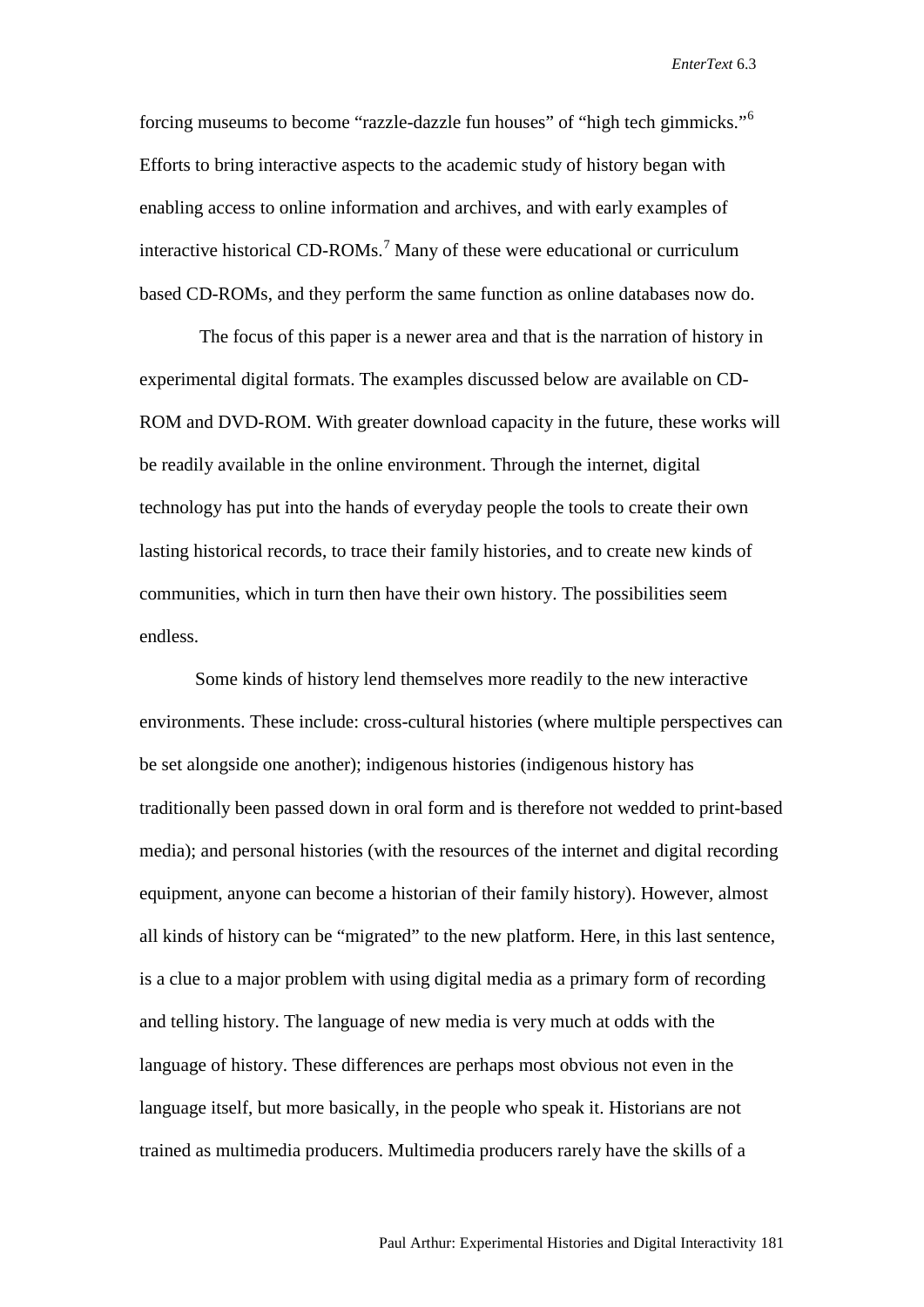forcing museums to become "razzle-dazzle fun houses" of "high tech gimmicks."[6] Efforts to bring interactive aspects to the academic study of history began with enabling access to online information and archives, and with early examples of interactive historical CD-ROMs.[7] Many of these were educational or curriculum based CD-ROMs, and they perform the same function as online databases now do.

The focus of this paper is a newer area and that is the narration of history in experimental digital formats. The examples discussed below are available on CD-ROM and DVD-ROM. With greater download capacity in the future, these works will be readily available in the online environment. Through the internet, digital technology has put into the hands of everyday people the tools to create their own lasting historical records, to trace their family histories, and to create new kinds of communities, which in turn then have their own history. The possibilities seem endless.

Some kinds of history lend themselves more readily to the new interactive environments. These include: cross-cultural histories (where multiple perspectives can be set alongside one another); indigenous histories (indigenous history has traditionally been passed down in oral form and is therefore not wedded to print-based media); and personal histories (with the resources of the internet and digital recording equipment, anyone can become a historian of their family history). However, almost all kinds of history can be "migrated" to the new platform. Here, in this last sentence, is a clue to a major problem with using digital media as a primary form of recording and telling history. The language of new media is very much at odds with the language of history. These differences are perhaps most obvious not even in the language itself, but more basically, in the people who speak it. Historians are not trained as multimedia producers. Multimedia producers rarely have the skills of a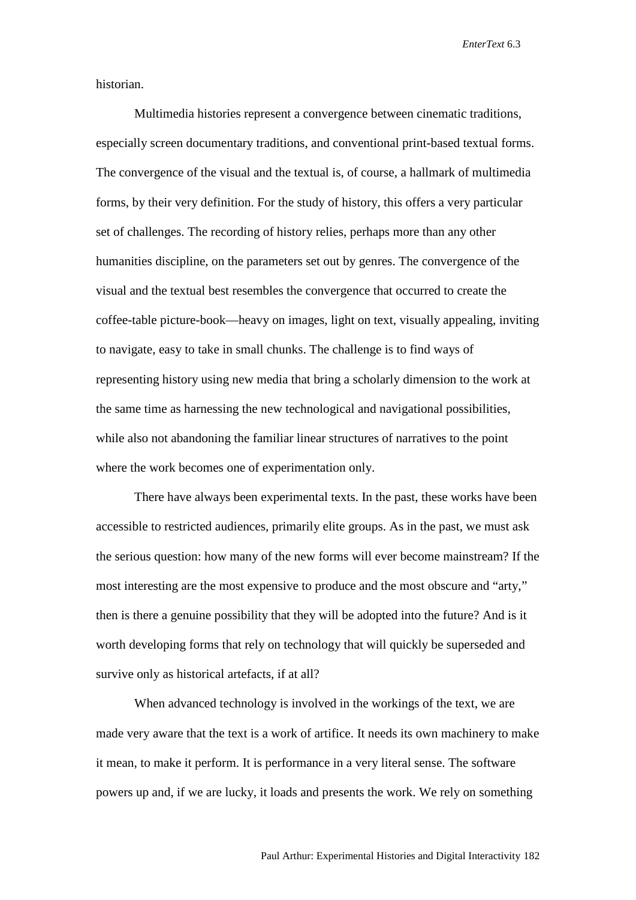historian.

Multimedia histories represent a convergence between cinematic traditions, especially screen documentary traditions, and conventional print-based textual forms. The convergence of the visual and the textual is, of course, a hallmark of multimedia forms, by their very definition. For the study of history, this offers a very particular set of challenges. The recording of history relies, perhaps more than any other humanities discipline, on the parameters set out by genres. The convergence of the visual and the textual best resembles the convergence that occurred to create the coffee-table picture-book—heavy on images, light on text, visually appealing, inviting to navigate, easy to take in small chunks. The challenge is to find ways of representing history using new media that bring a scholarly dimension to the work at the same time as harnessing the new technological and navigational possibilities, while also not abandoning the familiar linear structures of narratives to the point where the work becomes one of experimentation only.

There have always been experimental texts. In the past, these works have been accessible to restricted audiences, primarily elite groups. As in the past, we must ask the serious question: how many of the new forms will ever become mainstream? If the most interesting are the most expensive to produce and the most obscure and "arty," then is there a genuine possibility that they will be adopted into the future? And is it worth developing forms that rely on technology that will quickly be superseded and survive only as historical artefacts, if at all?

When advanced technology is involved in the workings of the text, we are made very aware that the text is a work of artifice. It needs its own machinery to make it mean, to make it perform. It is performance in a very literal sense. The software powers up and, if we are lucky, it loads and presents the work. We rely on something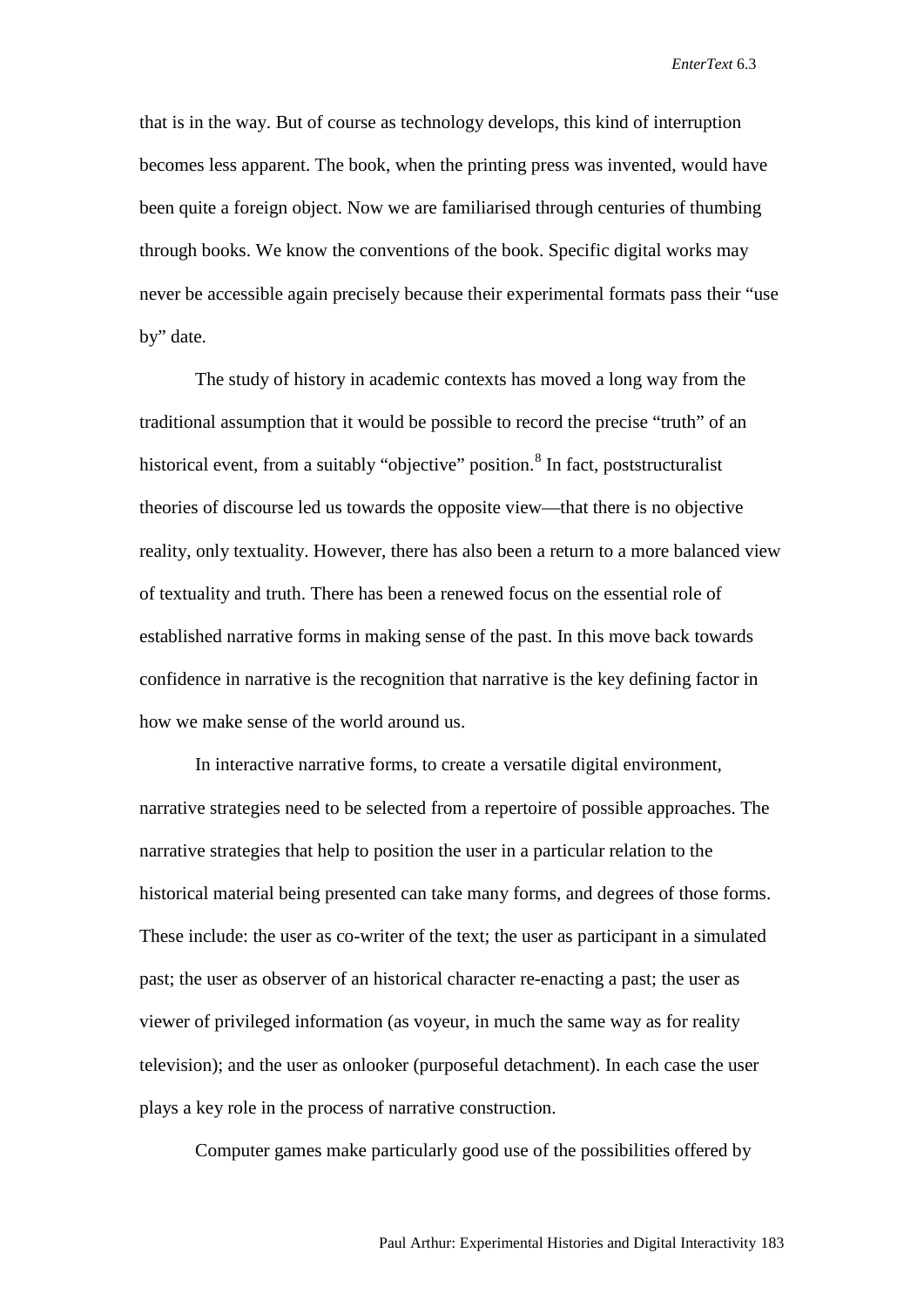that is in the way. But of course as technology develops, this kind of interruption becomes less apparent. The book, when the printing press was invented, would have been quite a foreign object. Now we are familiarised through centuries of thumbing through books. We know the conventions of the book. Specific digital works may never be accessible again precisely because their experimental formats pass their "use by" date.

The study of history in academic contexts has moved a long way from the traditional assumption that it would be possible to record the precise "truth" of an historical event, from a suitably "objective" position.[8] In fact, poststructuralist theories of discourse led us towards the opposite view—that there is no objective reality, only textuality. However, there has also been a return to a more balanced view of textuality and truth. There has been a renewed focus on the essential role of established narrative forms in making sense of the past. In this move back towards confidence in narrative is the recognition that narrative is the key defining factor in how we make sense of the world around us.

In interactive narrative forms, to create a versatile digital environment, narrative strategies need to be selected from a repertoire of possible approaches. The narrative strategies that help to position the user in a particular relation to the historical material being presented can take many forms, and degrees of those forms. These include: the user as co-writer of the text; the user as participant in a simulated past; the user as observer of an historical character re-enacting a past; the user as viewer of privileged information (as voyeur, in much the same way as for reality television); and the user as onlooker (purposeful detachment). In each case the user plays a key role in the process of narrative construction.

Computer games make particularly good use of the possibilities offered by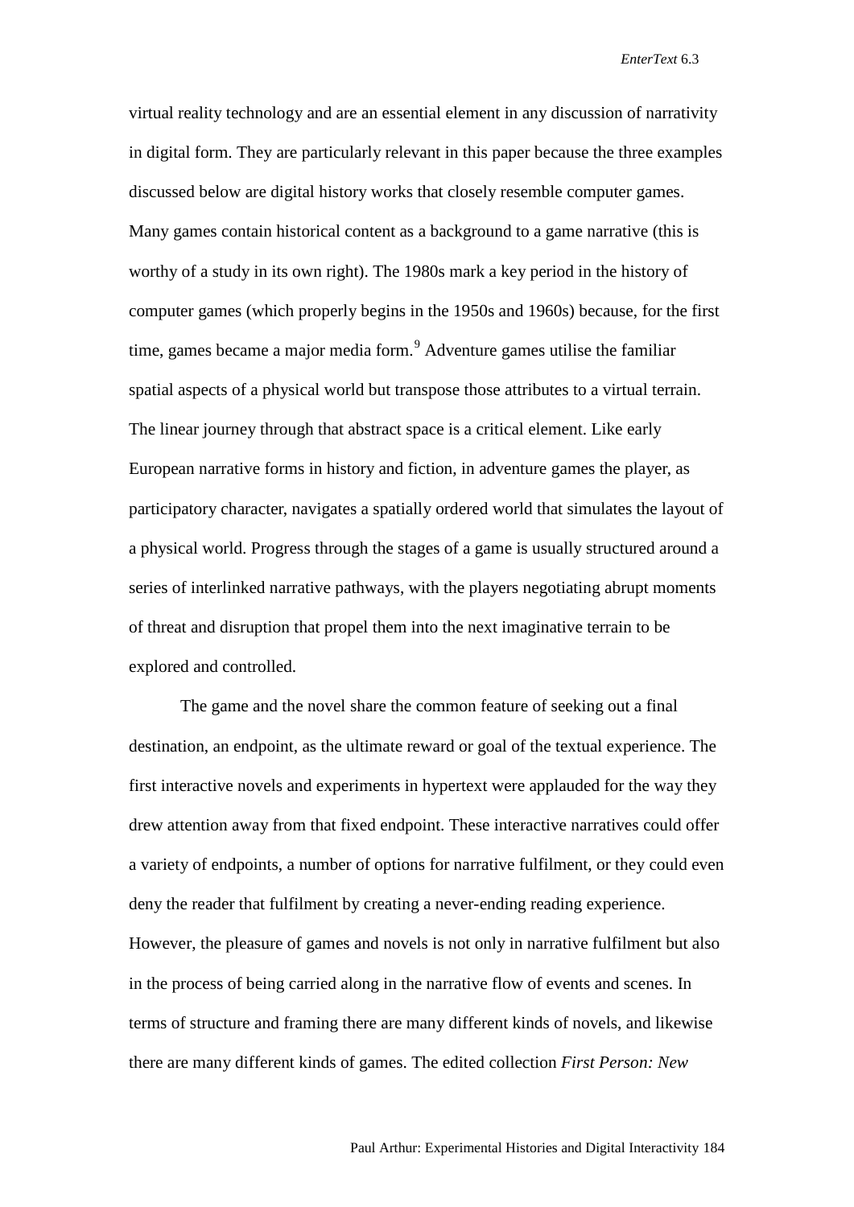virtual reality technology and are an essential element in any discussion of narrativity in digital form. They are particularly relevant in this paper because the three examples discussed below are digital history works that closely resemble computer games. Many games contain historical content as a background to a game narrative (this is worthy of a study in its own right). The 1980s mark a key period in the history of computer games (which properly begins in the 1950s and 1960s) because, for the first time, games became a major media form.[9] Adventure games utilise the familiar spatial aspects of a physical world but transpose those attributes to a virtual terrain. The linear journey through that abstract space is a critical element. Like early European narrative forms in history and fiction, in adventure games the player, as participatory character, navigates a spatially ordered world that simulates the layout of a physical world. Progress through the stages of a game is usually structured around a series of interlinked narrative pathways, with the players negotiating abrupt moments of threat and disruption that propel them into the next imaginative terrain to be explored and controlled.

The game and the novel share the common feature of seeking out a final destination, an endpoint, as the ultimate reward or goal of the textual experience. The first interactive novels and experiments in hypertext were applauded for the way they drew attention away from that fixed endpoint. These interactive narratives could offer a variety of endpoints, a number of options for narrative fulfilment, or they could even deny the reader that fulfilment by creating a never-ending reading experience. However, the pleasure of games and novels is not only in narrative fulfilment but also in the process of being carried along in the narrative flow of events and scenes. In terms of structure and framing there are many different kinds of novels, and likewise there are many different kinds of games. The edited collection *First Person: New*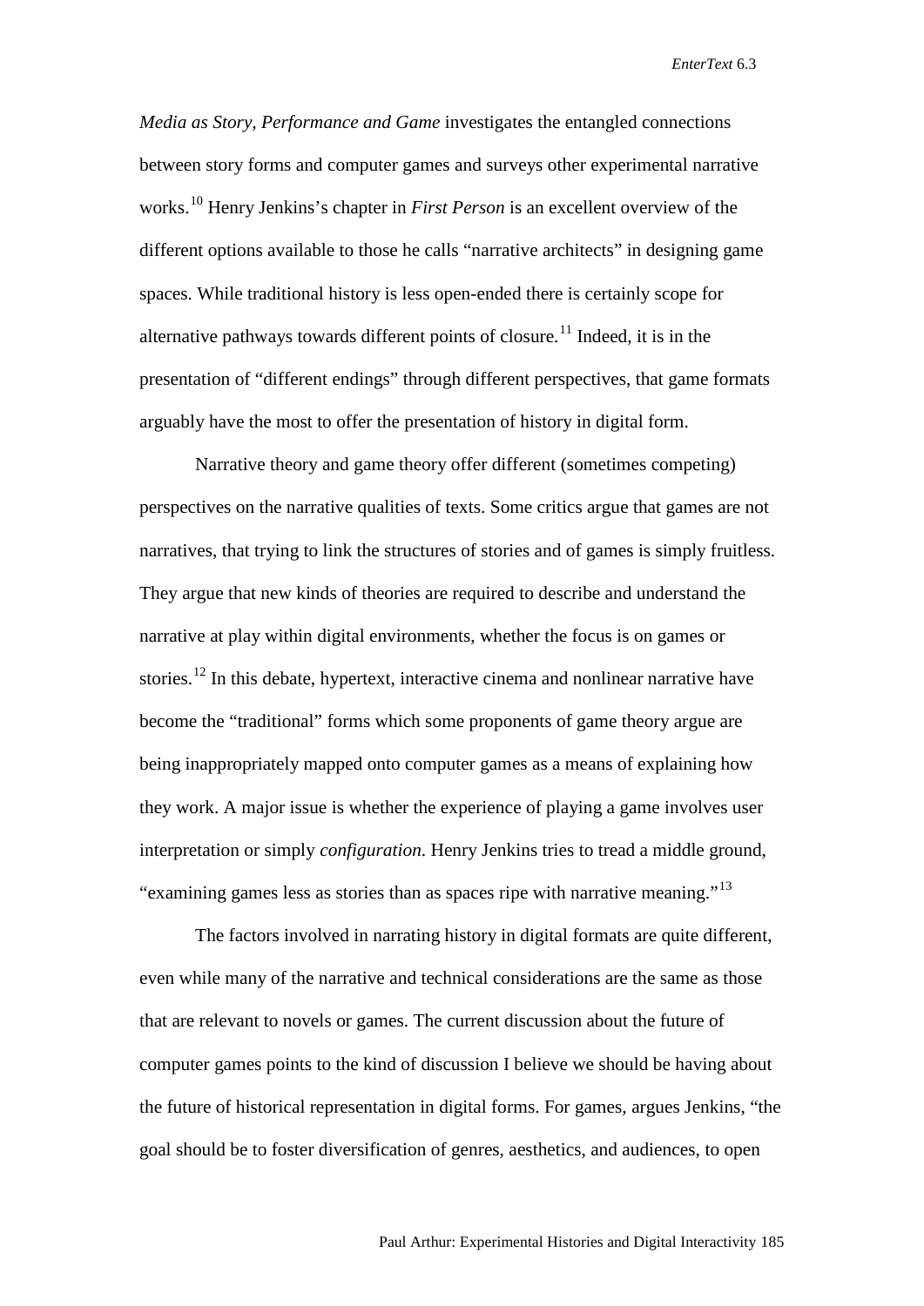*Media as Story, Performance and Game* investigates the entangled connections between story forms and computer games and surveys other experimental narrative works.[10] Henry Jenkins's chapter in *First Person* is an excellent overview of the different options available to those he calls "narrative architects" in designing game spaces. While traditional history is less open-ended there is certainly scope for alternative pathways towards different points of closure.[11] Indeed, it is in the presentation of "different endings" through different perspectives, that game formats arguably have the most to offer the presentation of history in digital form.

Narrative theory and game theory offer different (sometimes competing) perspectives on the narrative qualities of texts. Some critics argue that games are not narratives, that trying to link the structures of stories and of games is simply fruitless. They argue that new kinds of theories are required to describe and understand the narrative at play within digital environments, whether the focus is on games or stories.[12] In this debate, hypertext, interactive cinema and nonlinear narrative have become the "traditional" forms which some proponents of game theory argue are being inappropriately mapped onto computer games as a means of explaining how they work. A major issue is whether the experience of playing a game involves user interpretation or simply *configuration*. Henry Jenkins tries to tread a middle ground, "examining games less as stories than as spaces ripe with narrative meaning."[13]

The factors involved in narrating history in digital formats are quite different, even while many of the narrative and technical considerations are the same as those that are relevant to novels or games. The current discussion about the future of computer games points to the kind of discussion I believe we should be having about the future of historical representation in digital forms. For games, argues Jenkins, "the goal should be to foster diversification of genres, aesthetics, and audiences, to open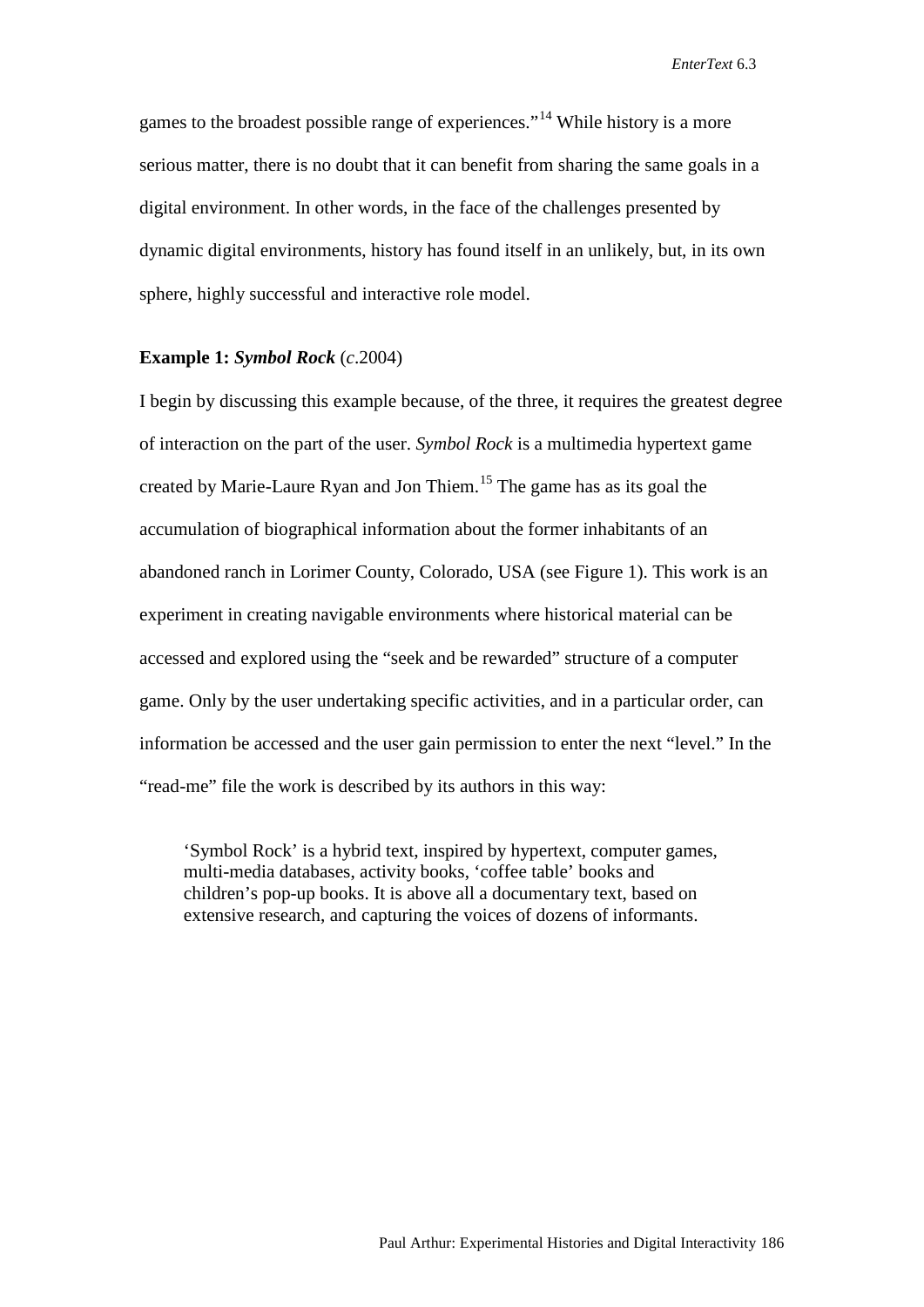games to the broadest possible range of experiences."[14] While history is a more serious matter, there is no doubt that it can benefit from sharing the same goals in a digital environment. In other words, in the face of the challenges presented by dynamic digital environments, history has found itself in an unlikely, but, in its own sphere, highly successful and interactive role model.

**Example 1: *Symbol Rock*** (*c*.2004)

I begin by discussing this example because, of the three, it requires the greatest degree of interaction on the part of the user. *Symbol Rock* is a multimedia hypertext game created by Marie-Laure Ryan and Jon Thiem.[15] The game has as its goal the accumulation of biographical information about the former inhabitants of an abandoned ranch in Lorimer County, Colorado, USA (see Figure 1). This work is an experiment in creating navigable environments where historical material can be accessed and explored using the "seek and be rewarded" structure of a computer game. Only by the user undertaking specific activities, and in a particular order, can information be accessed and the user gain permission to enter the next "level." In the "read-me" file the work is described by its authors in this way:

> 'Symbol Rock' is a hybrid text, inspired by hypertext, computer games, multi-media databases, activity books, 'coffee table' books and children's pop-up books. It is above all a documentary text, based on extensive research, and capturing the voices of dozens of informants.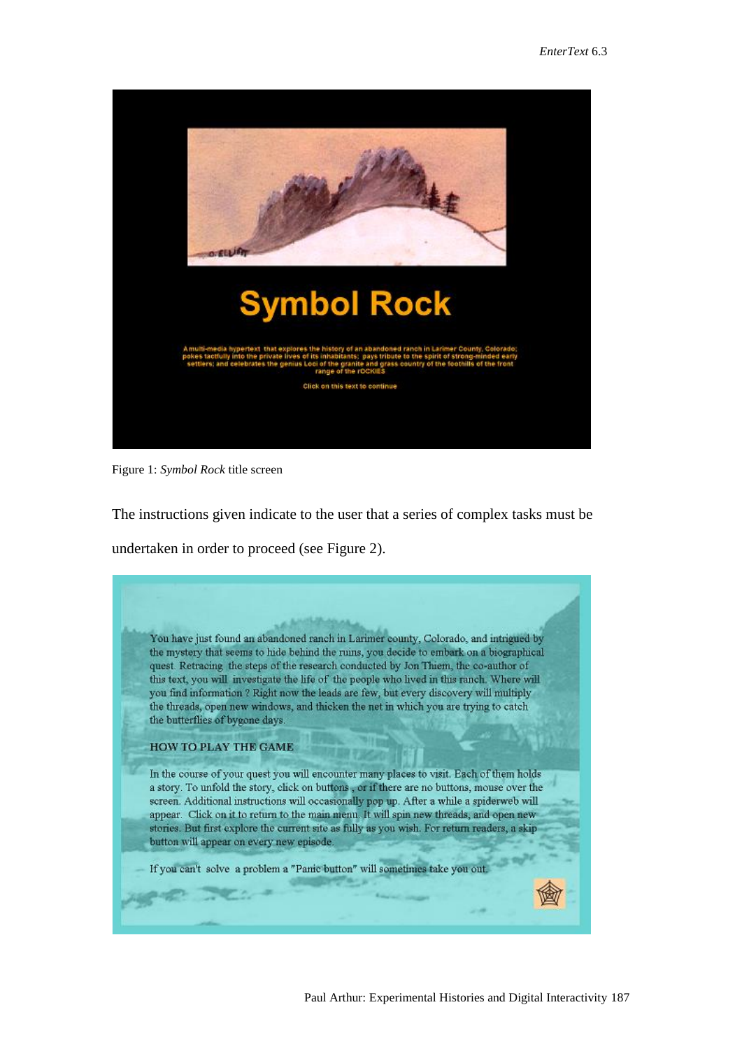Figure 1: *Symbol Rock* title screen

The instructions given indicate to the user that a series of complex tasks must be undertaken in order to proceed (see Figure 2).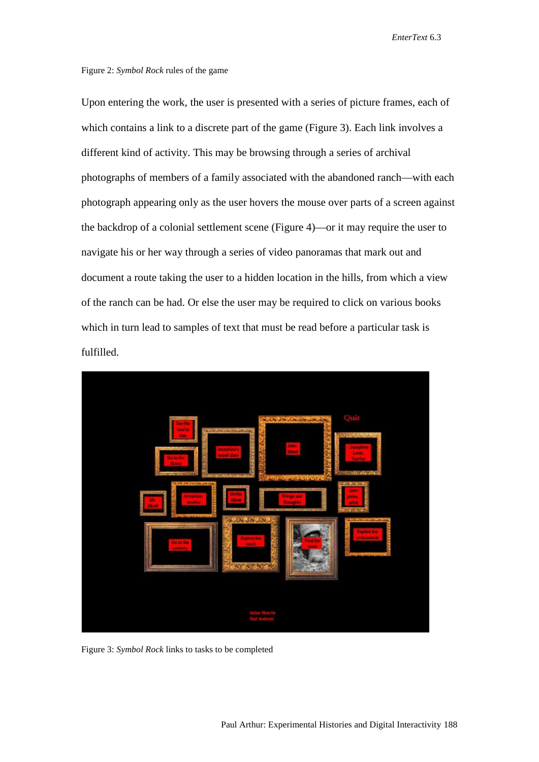Figure 2: *Symbol Rock* rules of the game

Upon entering the work, the user is presented with a series of picture frames, each of which contains a link to a discrete part of the game (Figure 3). Each link involves a different kind of activity. This may be browsing through a series of archival photographs of members of a family associated with the abandoned ranch—with each photograph appearing only as the user hovers the mouse over parts of a screen against the backdrop of a colonial settlement scene (Figure 4)—or it may require the user to navigate his or her way through a series of video panoramas that mark out and document a route taking the user to a hidden location in the hills, from which a view of the ranch can be had. Or else the user may be required to click on various books which in turn lead to samples of text that must be read before a particular task is fulfilled.

Figure 3: *Symbol Rock* links to tasks to be completed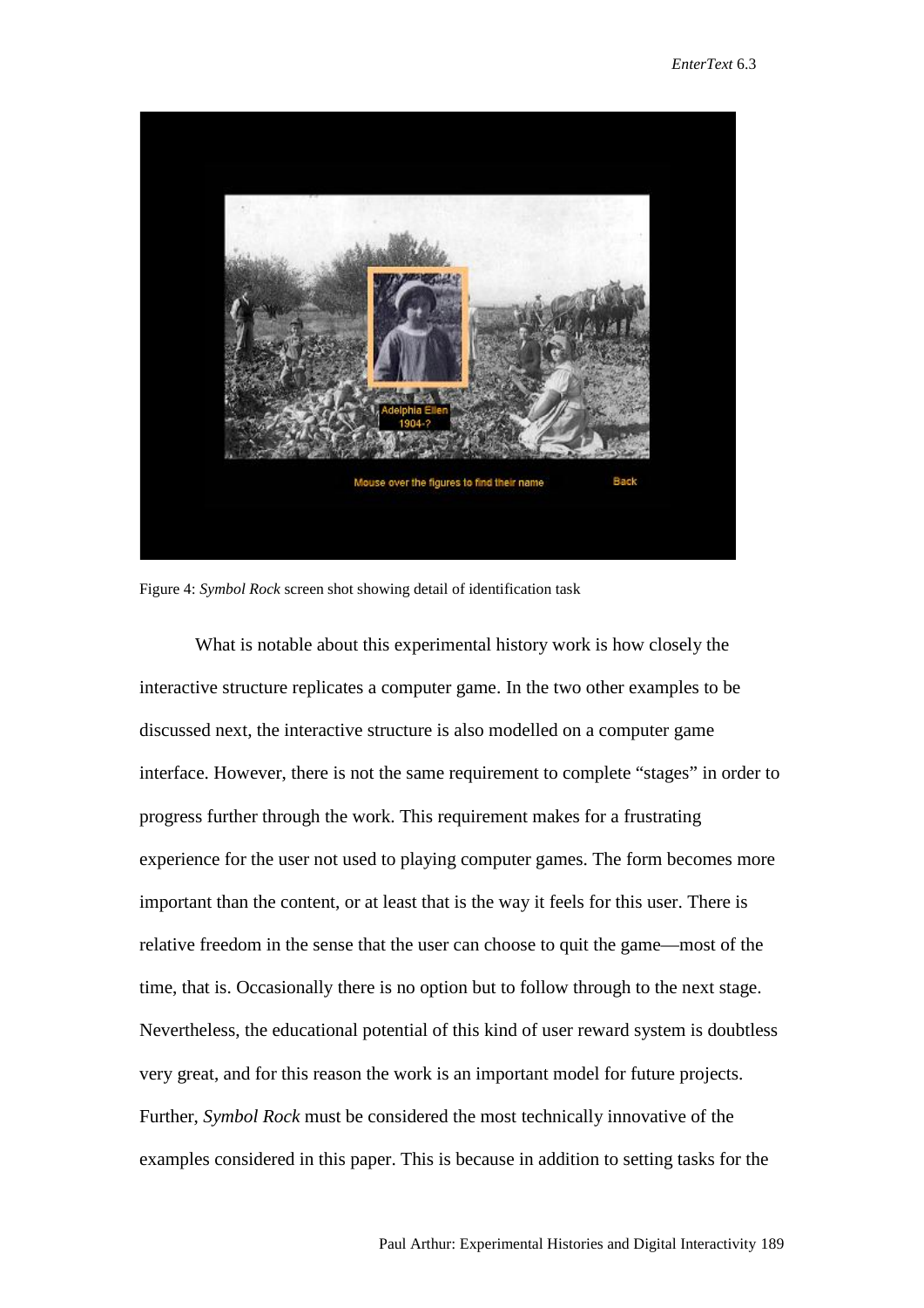Figure 4: *Symbol Rock* screen shot showing detail of identification task

What is notable about this experimental history work is how closely the interactive structure replicates a computer game. In the two other examples to be discussed next, the interactive structure is also modelled on a computer game interface. However, there is not the same requirement to complete "stages" in order to progress further through the work. This requirement makes for a frustrating experience for the user not used to playing computer games. The form becomes more important than the content, or at least that is the way it feels for this user. There is relative freedom in the sense that the user can choose to quit the game—most of the time, that is. Occasionally there is no option but to follow through to the next stage. Nevertheless, the educational potential of this kind of user reward system is doubtless very great, and for this reason the work is an important model for future projects. Further, *Symbol Rock* must be considered the most technically innovative of the examples considered in this paper. This is because in addition to setting tasks for the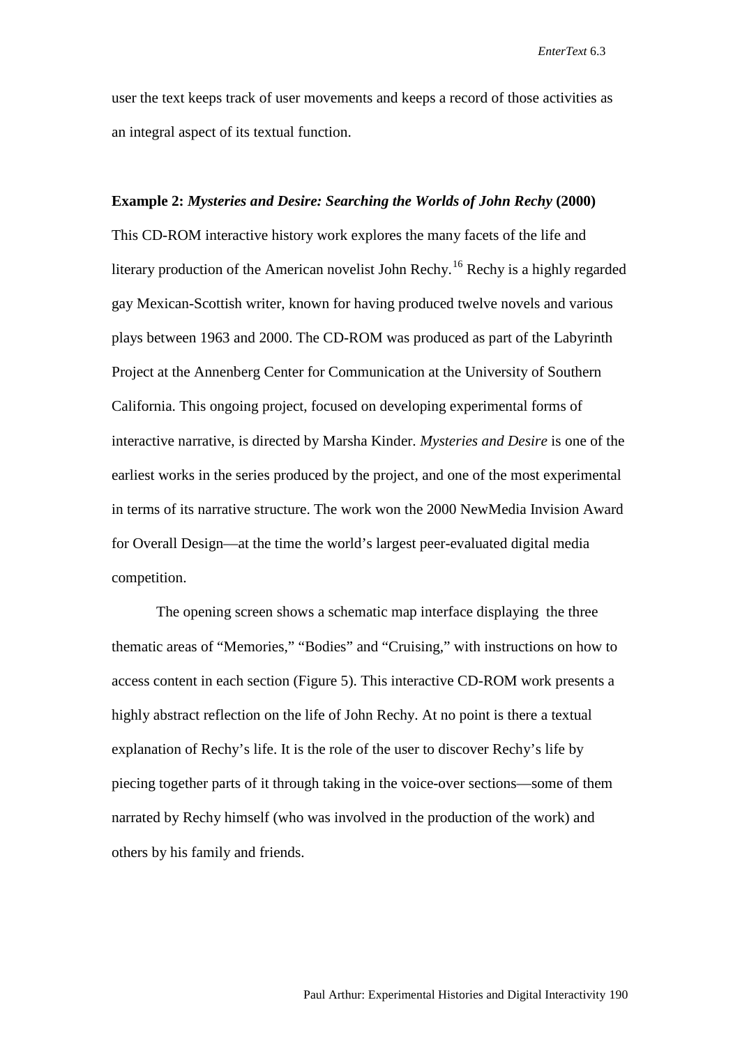user the text keeps track of user movements and keeps a record of those activities as an integral aspect of its textual function.

**Example 2:** ***Mysteries and Desire: Searching the Worlds of John Rechy*** **(2000)**

This CD-ROM interactive history work explores the many facets of the life and literary production of the American novelist John Rechy.[16] Rechy is a highly regarded gay Mexican-Scottish writer, known for having produced twelve novels and various plays between 1963 and 2000. The CD-ROM was produced as part of the Labyrinth Project at the Annenberg Center for Communication at the University of Southern California. This ongoing project, focused on developing experimental forms of interactive narrative, is directed by Marsha Kinder. *Mysteries and Desire* is one of the earliest works in the series produced by the project, and one of the most experimental in terms of its narrative structure. The work won the 2000 NewMedia Invision Award for Overall Design—at the time the world's largest peer-evaluated digital media competition.

The opening screen shows a schematic map interface displaying the three thematic areas of "Memories," "Bodies" and "Cruising," with instructions on how to access content in each section (Figure 5). This interactive CD-ROM work presents a highly abstract reflection on the life of John Rechy. At no point is there a textual explanation of Rechy's life. It is the role of the user to discover Rechy's life by piecing together parts of it through taking in the voice-over sections—some of them narrated by Rechy himself (who was involved in the production of the work) and others by his family and friends.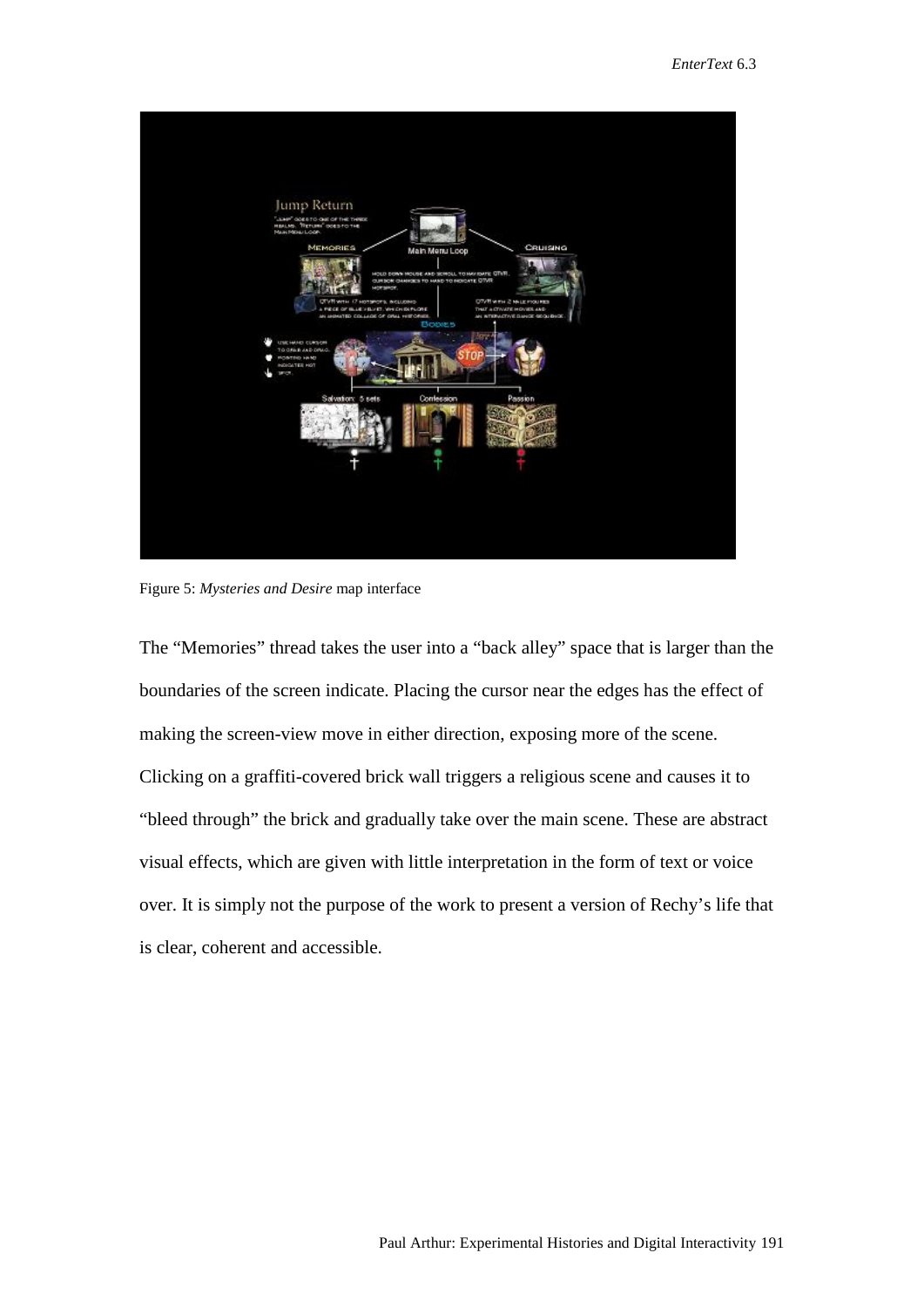Figure 5: *Mysteries and Desire* map interface

The “Memories” thread takes the user into a “back alley” space that is larger than the boundaries of the screen indicate. Placing the cursor near the edges has the effect of making the screen-view move in either direction, exposing more of the scene. Clicking on a graffiti-covered brick wall triggers a religious scene and causes it to “bleed through” the brick and gradually take over the main scene. These are abstract visual effects, which are given with little interpretation in the form of text or voice over. It is simply not the purpose of the work to present a version of Rechy’s life that is clear, coherent and accessible.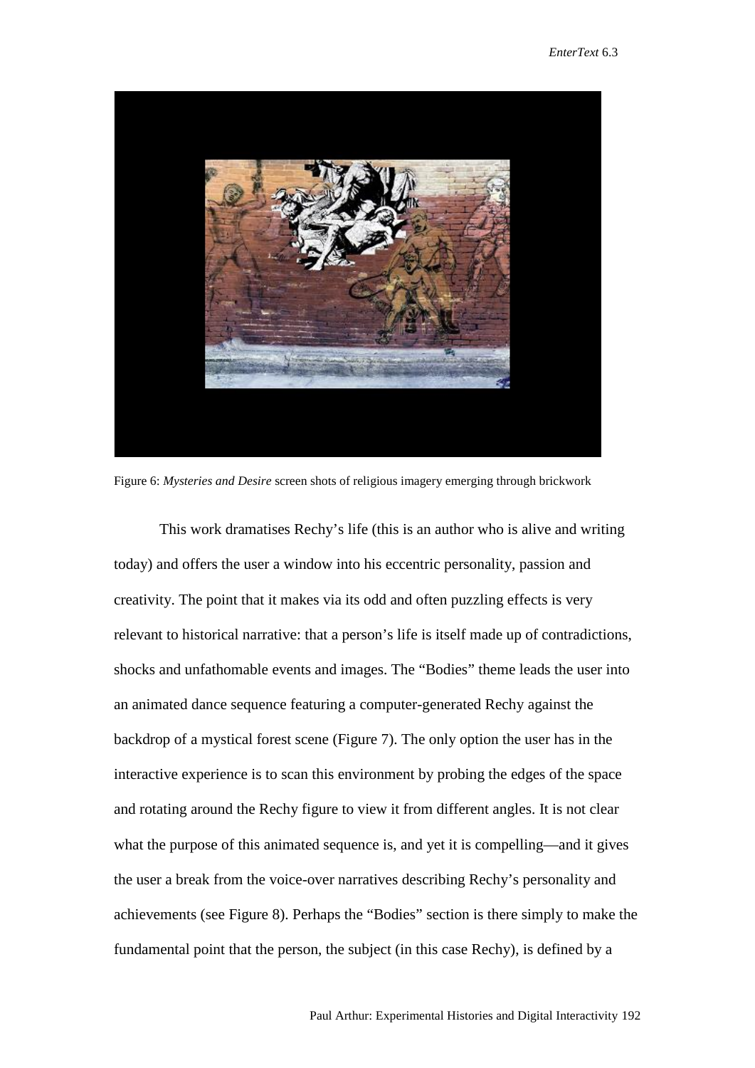Figure 6: *Mysteries and Desire* screen shots of religious imagery emerging through brickwork

This work dramatises Rechy's life (this is an author who is alive and writing today) and offers the user a window into his eccentric personality, passion and creativity. The point that it makes via its odd and often puzzling effects is very relevant to historical narrative: that a person's life is itself made up of contradictions, shocks and unfathomable events and images. The "Bodies" theme leads the user into an animated dance sequence featuring a computer-generated Rechy against the backdrop of a mystical forest scene (Figure 7). The only option the user has in the interactive experience is to scan this environment by probing the edges of the space and rotating around the Rechy figure to view it from different angles. It is not clear what the purpose of this animated sequence is, and yet it is compelling—and it gives the user a break from the voice-over narratives describing Rechy's personality and achievements (see Figure 8). Perhaps the "Bodies" section is there simply to make the fundamental point that the person, the subject (in this case Rechy), is defined by a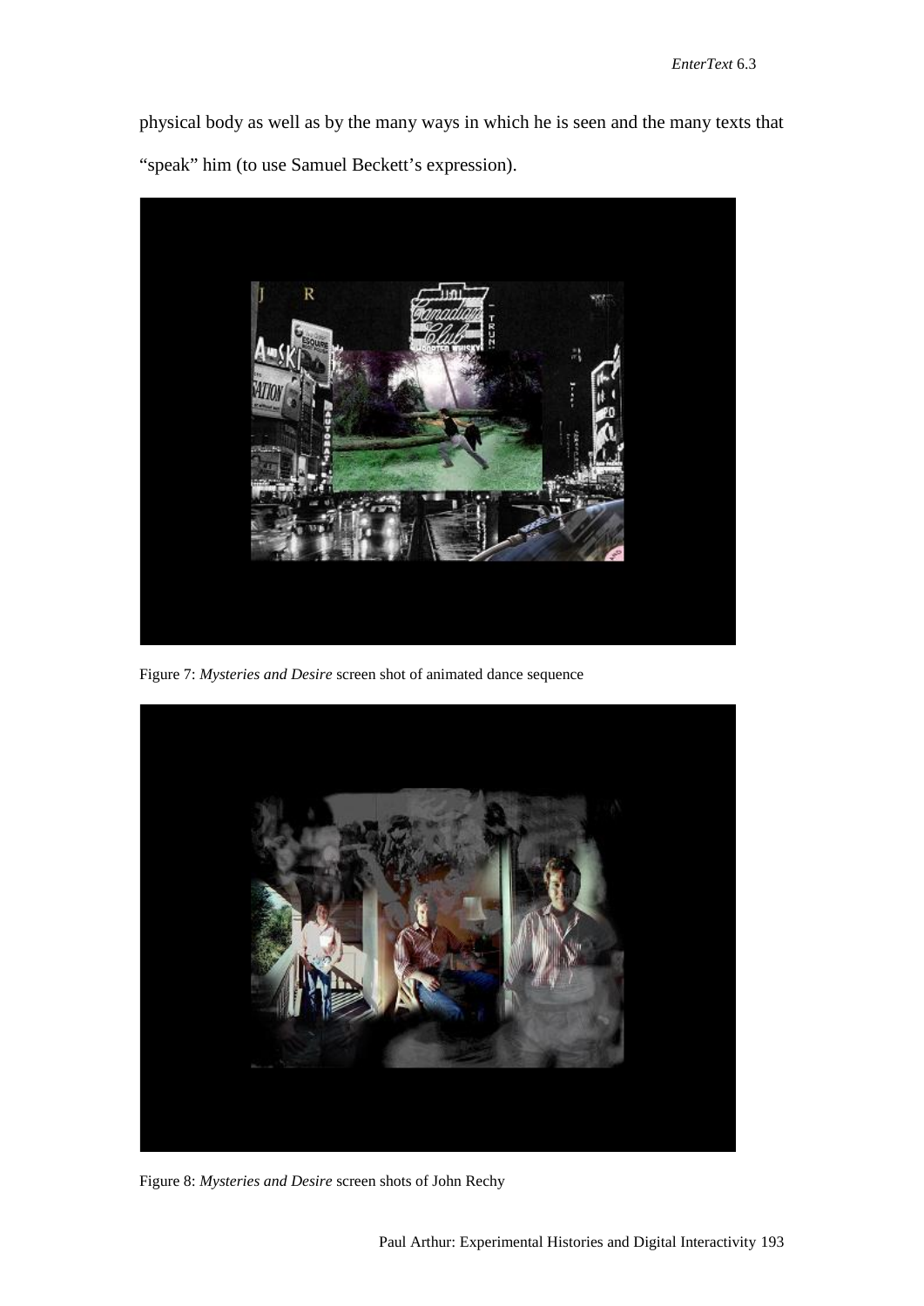physical body as well as by the many ways in which he is seen and the many texts that "speak" him (to use Samuel Beckett's expression).

Figure 7: *Mysteries and Desire* screen shot of animated dance sequence

Figure 8: *Mysteries and Desire* screen shots of John Rechy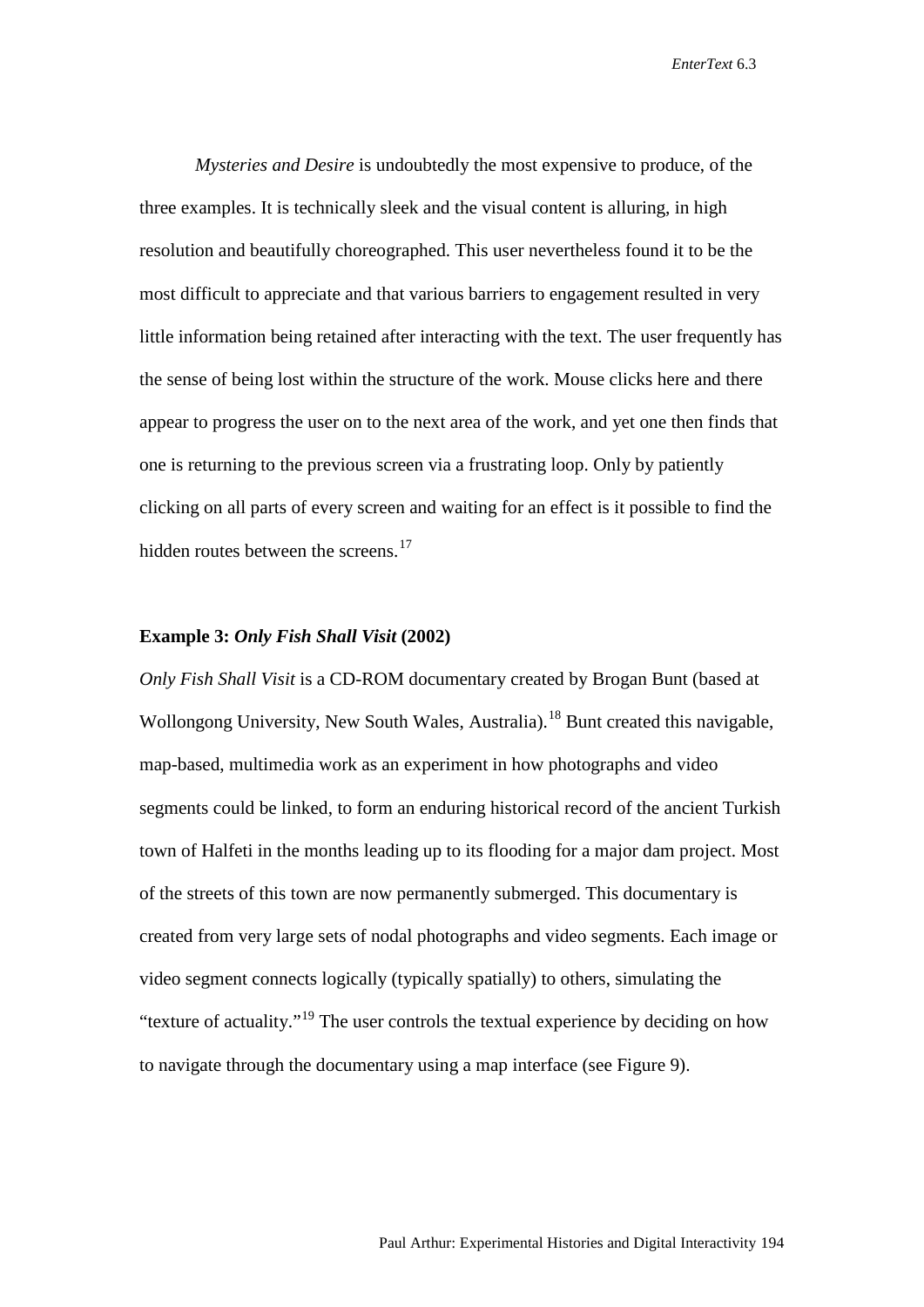*Mysteries and Desire* is undoubtedly the most expensive to produce, of the three examples. It is technically sleek and the visual content is alluring, in high resolution and beautifully choreographed. This user nevertheless found it to be the most difficult to appreciate and that various barriers to engagement resulted in very little information being retained after interacting with the text. The user frequently has the sense of being lost within the structure of the work. Mouse clicks here and there appear to progress the user on to the next area of the work, and yet one then finds that one is returning to the previous screen via a frustrating loop. Only by patiently clicking on all parts of every screen and waiting for an effect is it possible to find the hidden routes between the screens.[17]

### Example 3: *Only Fish Shall Visit* (2002)

*Only Fish Shall Visit* is a CD-ROM documentary created by Brogan Bunt (based at Wollongong University, New South Wales, Australia).[18] Bunt created this navigable, map-based, multimedia work as an experiment in how photographs and video segments could be linked, to form an enduring historical record of the ancient Turkish town of Halfeti in the months leading up to its flooding for a major dam project. Most of the streets of this town are now permanently submerged. This documentary is created from very large sets of nodal photographs and video segments. Each image or video segment connects logically (typically spatially) to others, simulating the "texture of actuality."[19] The user controls the textual experience by deciding on how to navigate through the documentary using a map interface (see Figure 9).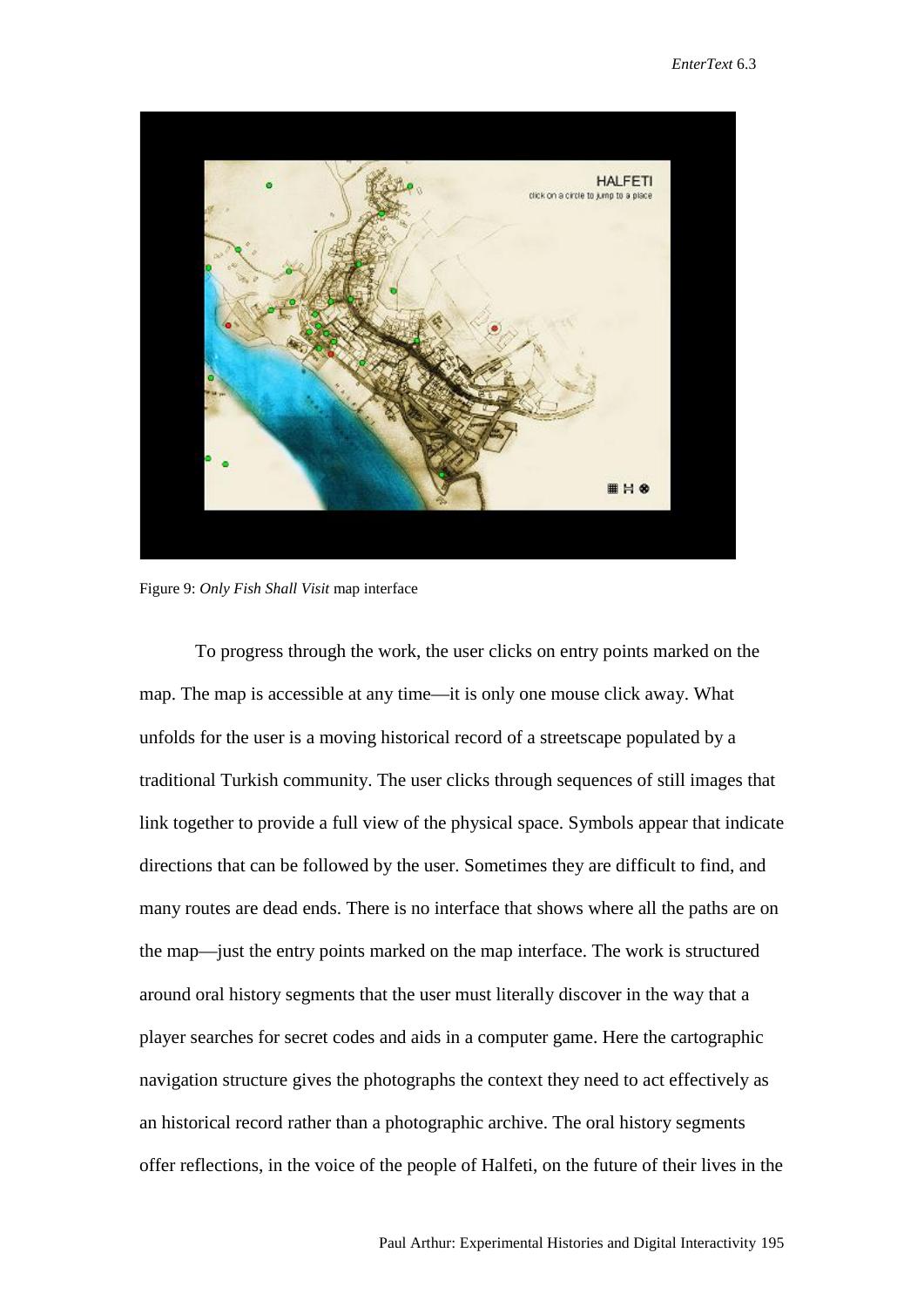Figure 9: *Only Fish Shall Visit* map interface

To progress through the work, the user clicks on entry points marked on the map. The map is accessible at any time—it is only one mouse click away. What unfolds for the user is a moving historical record of a streetscape populated by a traditional Turkish community. The user clicks through sequences of still images that link together to provide a full view of the physical space. Symbols appear that indicate directions that can be followed by the user. Sometimes they are difficult to find, and many routes are dead ends. There is no interface that shows where all the paths are on the map—just the entry points marked on the map interface. The work is structured around oral history segments that the user must literally discover in the way that a player searches for secret codes and aids in a computer game. Here the cartographic navigation structure gives the photographs the context they need to act effectively as an historical record rather than a photographic archive. The oral history segments offer reflections, in the voice of the people of Halfeti, on the future of their lives in the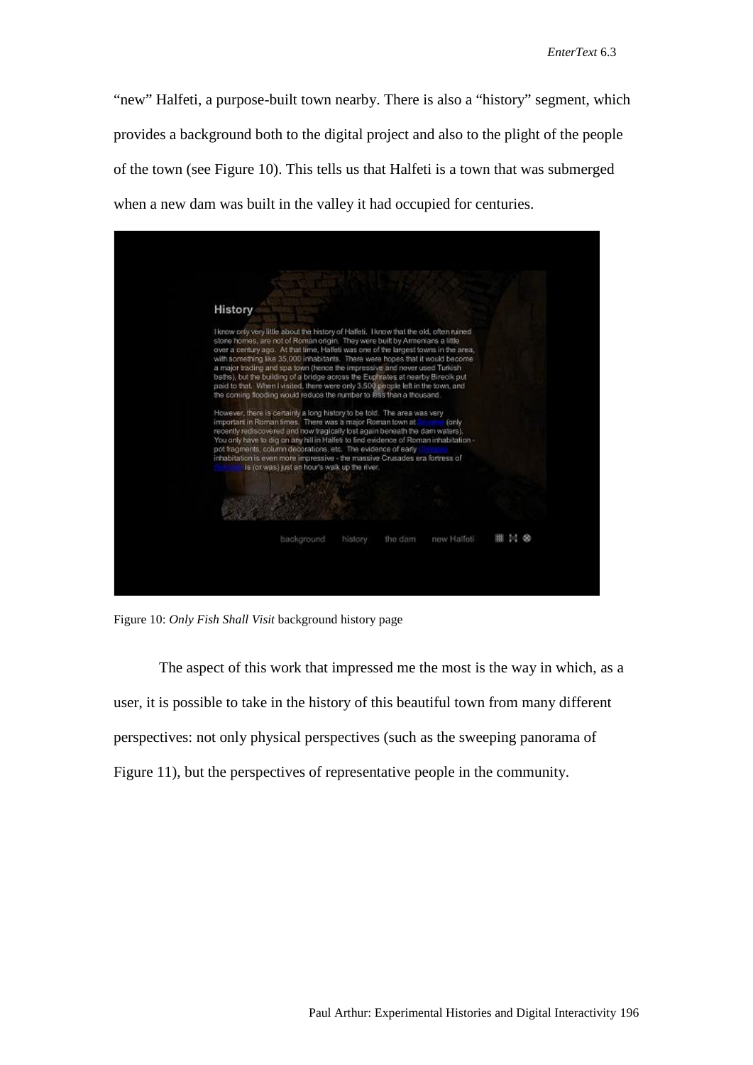"new" Halfeti, a purpose-built town nearby. There is also a "history" segment, which provides a background both to the digital project and also to the plight of the people of the town (see Figure 10). This tells us that Halfeti is a town that was submerged when a new dam was built in the valley it had occupied for centuries.

Figure 10: *Only Fish Shall Visit* background history page

The aspect of this work that impressed me the most is the way in which, as a user, it is possible to take in the history of this beautiful town from many different perspectives: not only physical perspectives (such as the sweeping panorama of Figure 11), but the perspectives of representative people in the community.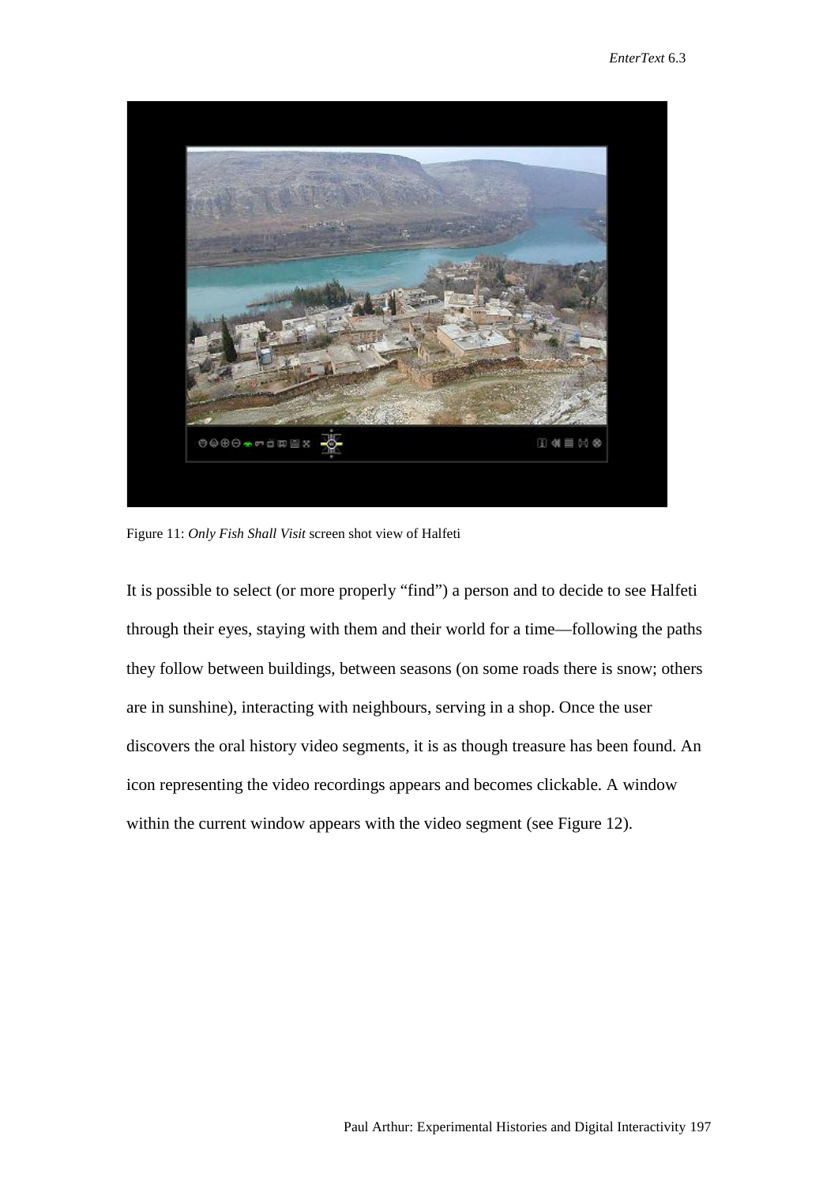Figure 11: *Only Fish Shall Visit* screen shot view of Halfeti

It is possible to select (or more properly “find”) a person and to decide to see Halfeti through their eyes, staying with them and their world for a time—following the paths they follow between buildings, between seasons (on some roads there is snow; others are in sunshine), interacting with neighbours, serving in a shop. Once the user discovers the oral history video segments, it is as though treasure has been found. An icon representing the video recordings appears and becomes clickable. A window within the current window appears with the video segment (see Figure 12).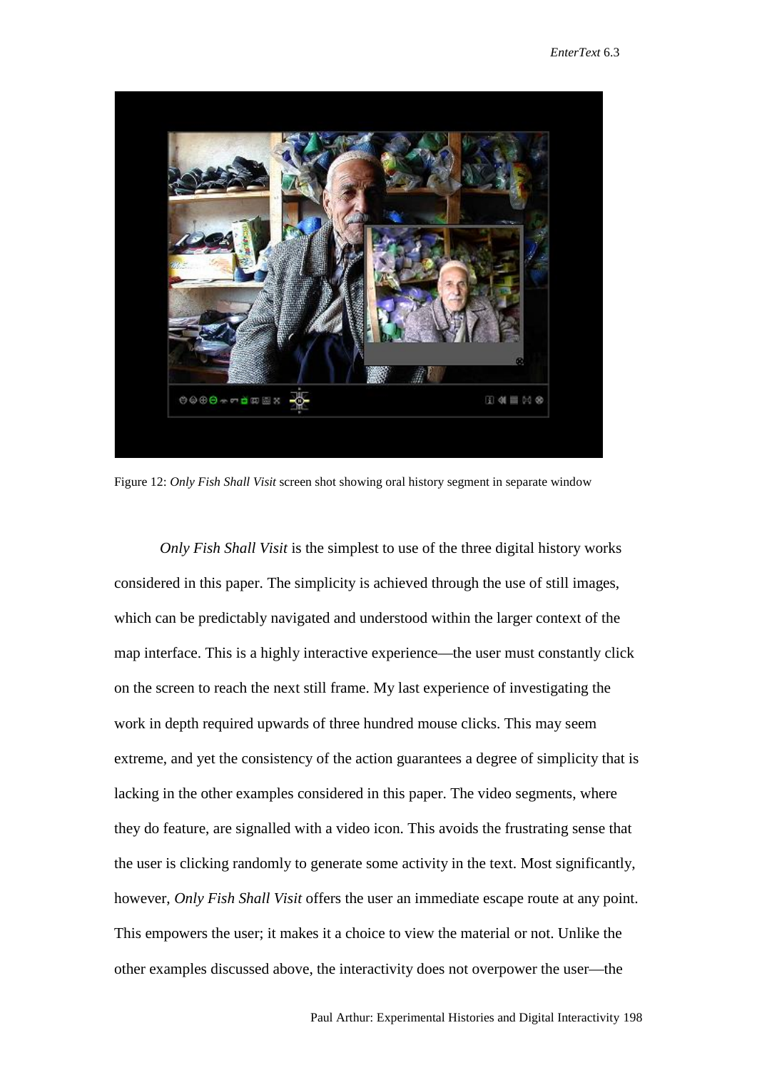Figure 12: *Only Fish Shall Visit* screen shot showing oral history segment in separate window

*Only Fish Shall Visit* is the simplest to use of the three digital history works considered in this paper. The simplicity is achieved through the use of still images, which can be predictably navigated and understood within the larger context of the map interface. This is a highly interactive experience—the user must constantly click on the screen to reach the next still frame. My last experience of investigating the work in depth required upwards of three hundred mouse clicks. This may seem extreme, and yet the consistency of the action guarantees a degree of simplicity that is lacking in the other examples considered in this paper. The video segments, where they do feature, are signalled with a video icon. This avoids the frustrating sense that the user is clicking randomly to generate some activity in the text. Most significantly, however, *Only Fish Shall Visit* offers the user an immediate escape route at any point. This empowers the user; it makes it a choice to view the material or not. Unlike the other examples discussed above, the interactivity does not overpower the user—the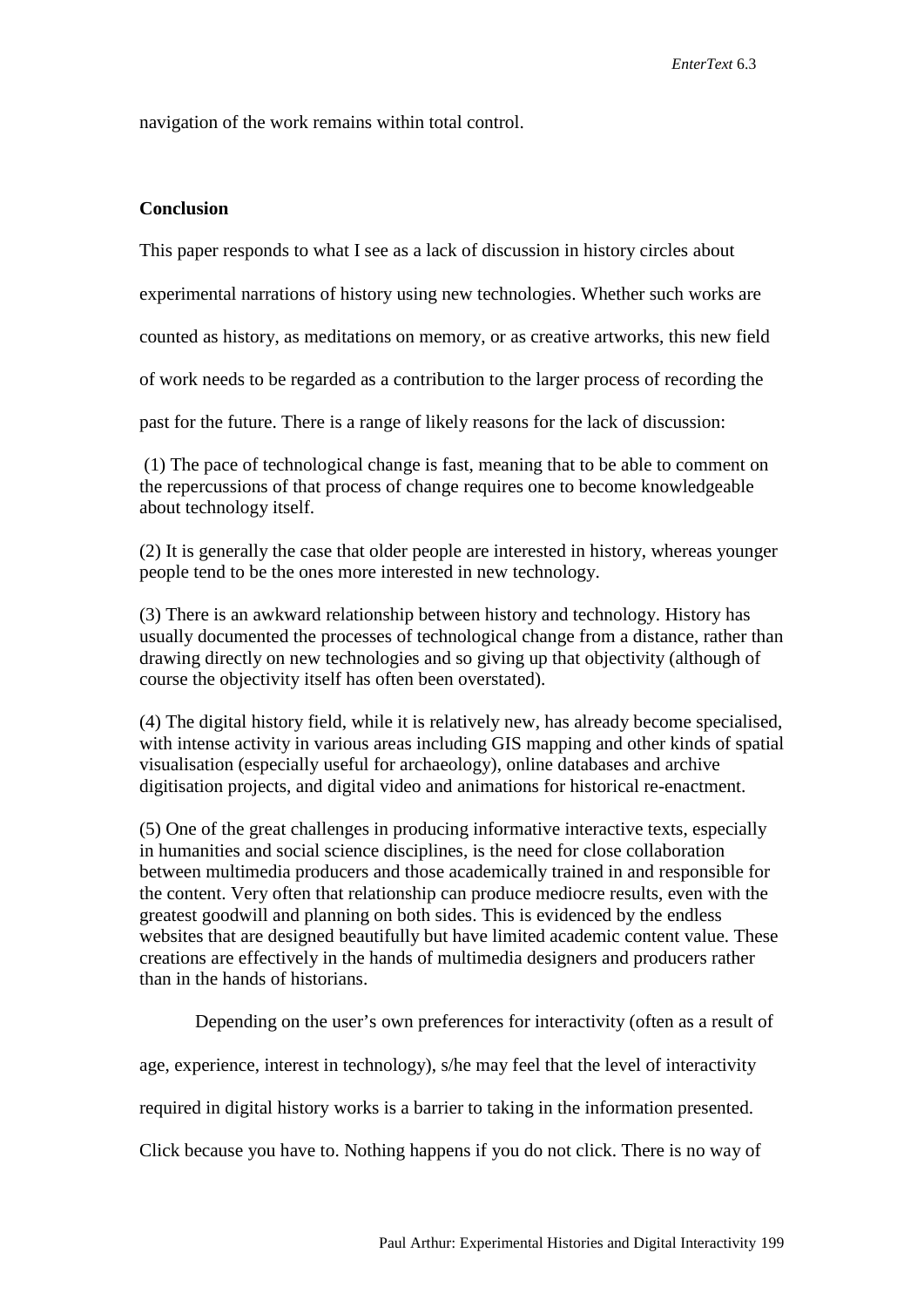navigation of the work remains within total control.

**Conclusion**

This paper responds to what I see as a lack of discussion in history circles about experimental narrations of history using new technologies. Whether such works are counted as history, as meditations on memory, or as creative artworks, this new field of work needs to be regarded as a contribution to the larger process of recording the past for the future. There is a range of likely reasons for the lack of discussion:

(1) The pace of technological change is fast, meaning that to be able to comment on the repercussions of that process of change requires one to become knowledgeable about technology itself.

(2) It is generally the case that older people are interested in history, whereas younger people tend to be the ones more interested in new technology.

(3) There is an awkward relationship between history and technology. History has usually documented the processes of technological change from a distance, rather than drawing directly on new technologies and so giving up that objectivity (although of course the objectivity itself has often been overstated).

(4) The digital history field, while it is relatively new, has already become specialised, with intense activity in various areas including GIS mapping and other kinds of spatial visualisation (especially useful for archaeology), online databases and archive digitisation projects, and digital video and animations for historical re-enactment.

(5) One of the great challenges in producing informative interactive texts, especially in humanities and social science disciplines, is the need for close collaboration between multimedia producers and those academically trained in and responsible for the content. Very often that relationship can produce mediocre results, even with the greatest goodwill and planning on both sides. This is evidenced by the endless websites that are designed beautifully but have limited academic content value. These creations are effectively in the hands of multimedia designers and producers rather than in the hands of historians.

Depending on the user's own preferences for interactivity (often as a result of age, experience, interest in technology), s/he may feel that the level of interactivity required in digital history works is a barrier to taking in the information presented. Click because you have to. Nothing happens if you do not click. There is no way of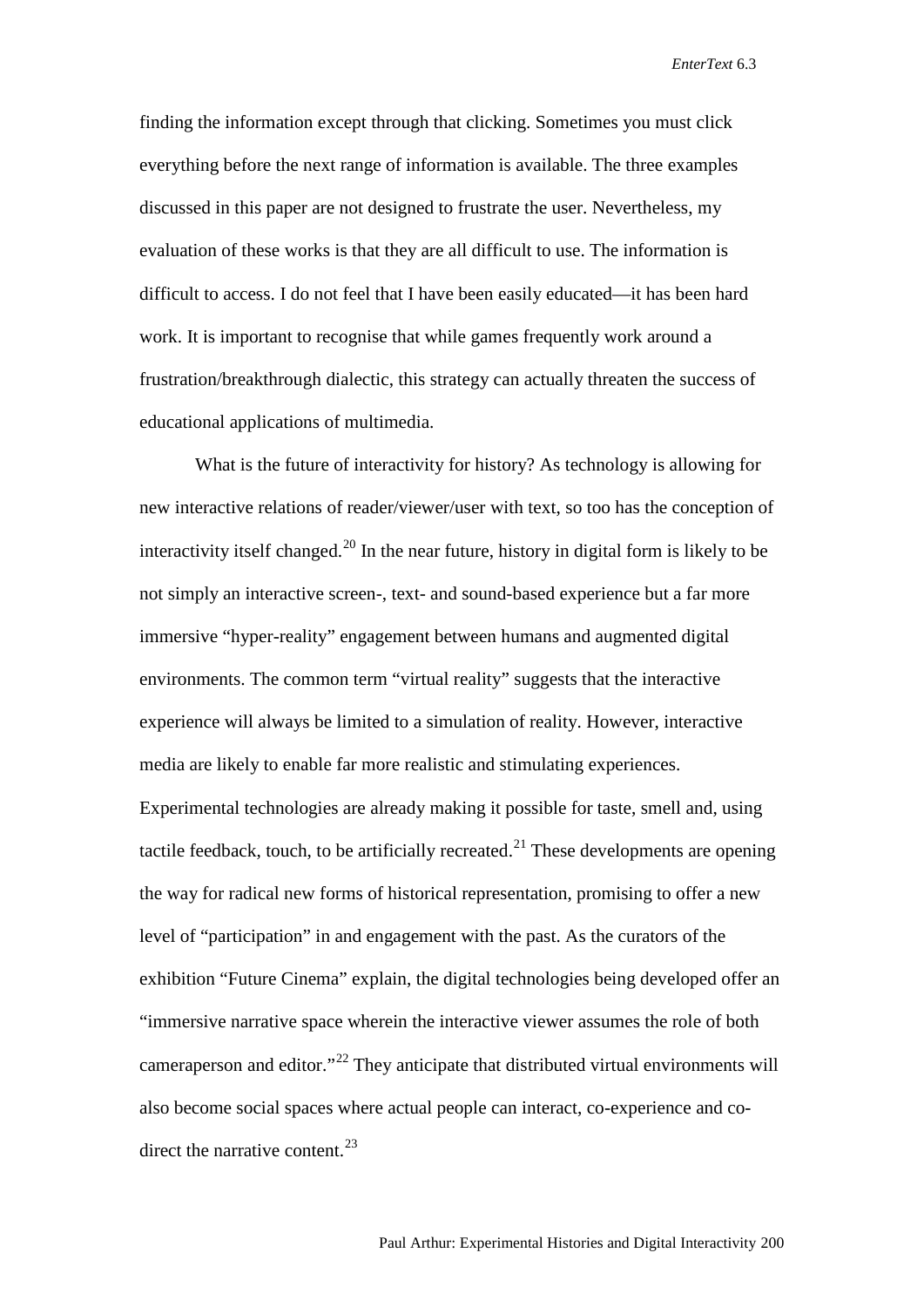finding the information except through that clicking. Sometimes you must click everything before the next range of information is available. The three examples discussed in this paper are not designed to frustrate the user. Nevertheless, my evaluation of these works is that they are all difficult to use. The information is difficult to access. I do not feel that I have been easily educated—it has been hard work. It is important to recognise that while games frequently work around a frustration/breakthrough dialectic, this strategy can actually threaten the success of educational applications of multimedia.

What is the future of interactivity for history? As technology is allowing for new interactive relations of reader/viewer/user with text, so too has the conception of interactivity itself changed.[20] In the near future, history in digital form is likely to be not simply an interactive screen-, text- and sound-based experience but a far more immersive "hyper-reality" engagement between humans and augmented digital environments. The common term "virtual reality" suggests that the interactive experience will always be limited to a simulation of reality. However, interactive media are likely to enable far more realistic and stimulating experiences. Experimental technologies are already making it possible for taste, smell and, using tactile feedback, touch, to be artificially recreated.[21] These developments are opening the way for radical new forms of historical representation, promising to offer a new level of "participation" in and engagement with the past. As the curators of the exhibition "Future Cinema" explain, the digital technologies being developed offer an "immersive narrative space wherein the interactive viewer assumes the role of both cameraperson and editor."[22] They anticipate that distributed virtual environments will also become social spaces where actual people can interact, co-experience and co-direct the narrative content.[23]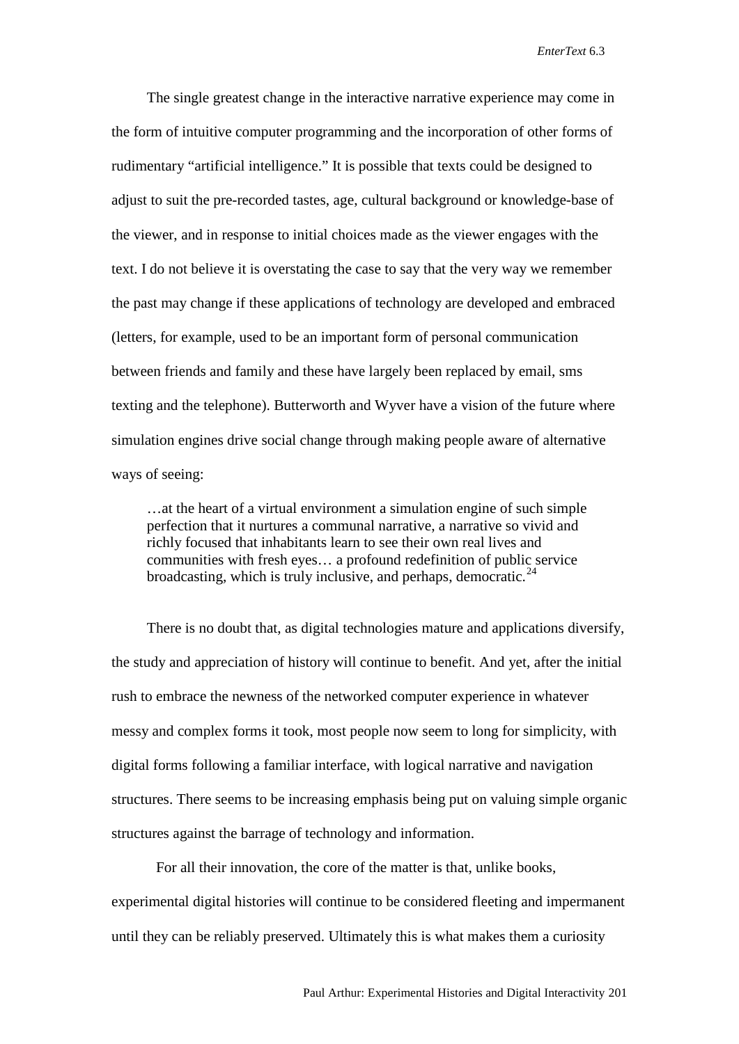The single greatest change in the interactive narrative experience may come in the form of intuitive computer programming and the incorporation of other forms of rudimentary "artificial intelligence." It is possible that texts could be designed to adjust to suit the pre-recorded tastes, age, cultural background or knowledge-base of the viewer, and in response to initial choices made as the viewer engages with the text. I do not believe it is overstating the case to say that the very way we remember the past may change if these applications of technology are developed and embraced (letters, for example, used to be an important form of personal communication between friends and family and these have largely been replaced by email, sms texting and the telephone). Butterworth and Wyver have a vision of the future where simulation engines drive social change through making people aware of alternative ways of seeing:

> …at the heart of a virtual environment a simulation engine of such simple perfection that it nurtures a communal narrative, a narrative so vivid and richly focused that inhabitants learn to see their own real lives and communities with fresh eyes… a profound redefinition of public service broadcasting, which is truly inclusive, and perhaps, democratic.[24]

There is no doubt that, as digital technologies mature and applications diversify, the study and appreciation of history will continue to benefit. And yet, after the initial rush to embrace the newness of the networked computer experience in whatever messy and complex forms it took, most people now seem to long for simplicity, with digital forms following a familiar interface, with logical narrative and navigation structures. There seems to be increasing emphasis being put on valuing simple organic structures against the barrage of technology and information.

For all their innovation, the core of the matter is that, unlike books, experimental digital histories will continue to be considered fleeting and impermanent until they can be reliably preserved. Ultimately this is what makes them a curiosity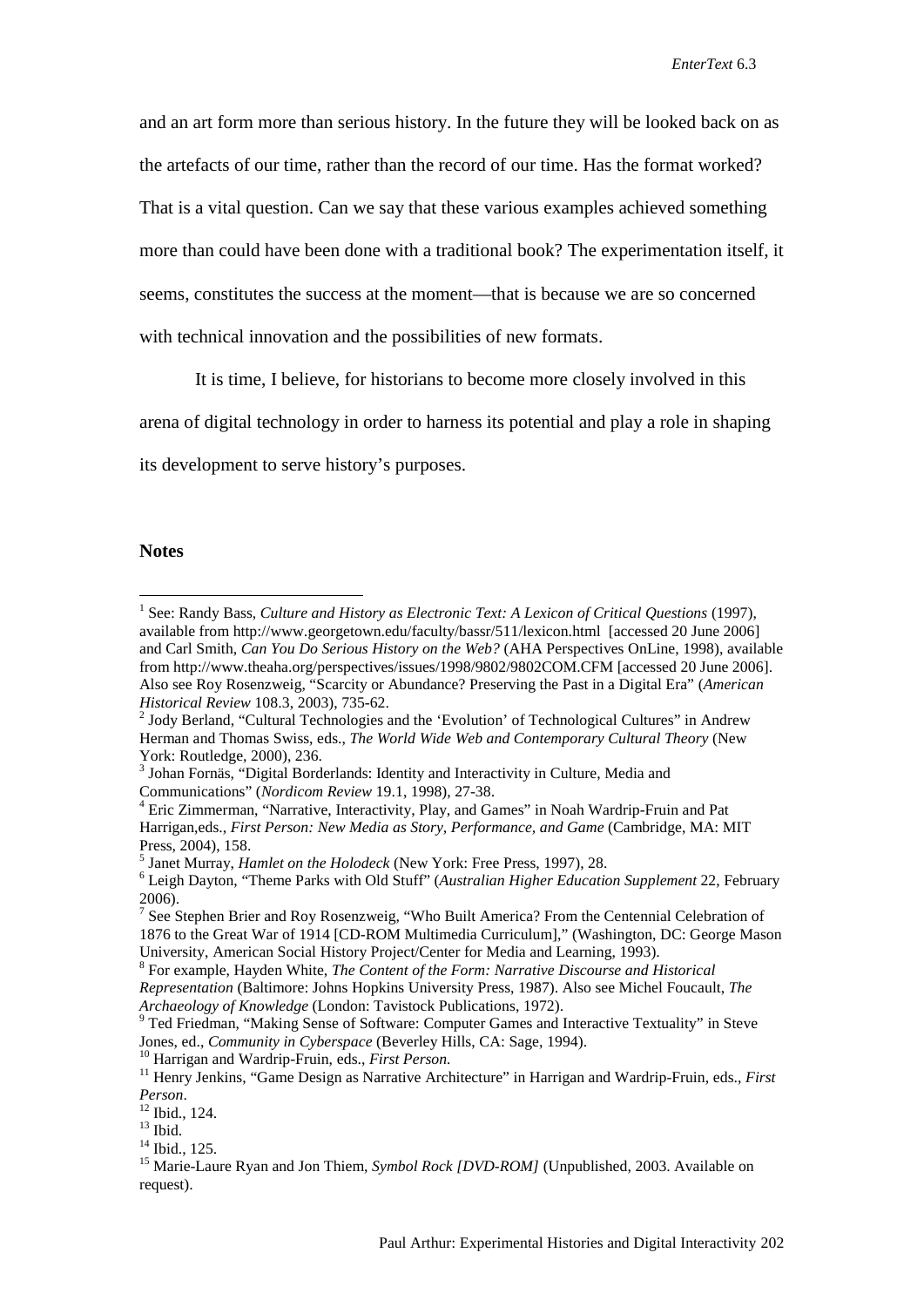and an art form more than serious history. In the future they will be looked back on as the artefacts of our time, rather than the record of our time. Has the format worked? That is a vital question. Can we say that these various examples achieved something more than could have been done with a traditional book? The experimentation itself, it seems, constitutes the success at the moment—that is because we are so concerned with technical innovation and the possibilities of new formats.

It is time, I believe, for historians to become more closely involved in this arena of digital technology in order to harness its potential and play a role in shaping its development to serve history's purposes.

**Notes**

[1] See: Randy Bass, *Culture and History as Electronic Text: A Lexicon of Critical Questions* (1997), available from http://www.georgetown.edu/faculty/bassr/511/lexicon.html [accessed 20 June 2006] and Carl Smith, *Can You Do Serious History on the Web?* (AHA Perspectives OnLine, 1998), available from http://www.theaha.org/perspectives/issues/1998/9802/9802COM.CFM [accessed 20 June 2006]. Also see Roy Rosenzweig, "Scarcity or Abundance? Preserving the Past in a Digital Era" (*American Historical Review* 108.3, 2003), 735-62.

[2] Jody Berland, "Cultural Technologies and the 'Evolution' of Technological Cultures" in Andrew Herman and Thomas Swiss, eds., *The World Wide Web and Contemporary Cultural Theory* (New York: Routledge, 2000), 236.

[3] Johan Fornäs, "Digital Borderlands: Identity and Interactivity in Culture, Media and Communications" (*Nordicom Review* 19.1, 1998), 27-38.

[4] Eric Zimmerman, "Narrative, Interactivity, Play, and Games" in Noah Wardrip-Fruin and Pat Harrigan,eds., *First Person: New Media as Story, Performance, and Game* (Cambridge, MA: MIT Press, 2004), 158.

[5] Janet Murray, *Hamlet on the Holodeck* (New York: Free Press, 1997), 28.

[6] Leigh Dayton, "Theme Parks with Old Stuff" (*Australian Higher Education Supplement* 22, February 2006).

[7] See Stephen Brier and Roy Rosenzweig, "Who Built America? From the Centennial Celebration of 1876 to the Great War of 1914 [CD-ROM Multimedia Curriculum]," (Washington, DC: George Mason University, American Social History Project/Center for Media and Learning, 1993).

[8] For example, Hayden White, *The Content of the Form: Narrative Discourse and Historical Representation* (Baltimore: Johns Hopkins University Press, 1987). Also see Michel Foucault, *The Archaeology of Knowledge* (London: Tavistock Publications, 1972).

[9] Ted Friedman, "Making Sense of Software: Computer Games and Interactive Textuality" in Steve Jones, ed., *Community in Cyberspace* (Beverley Hills, CA: Sage, 1994).

[10] Harrigan and Wardrip-Fruin, eds., *First Person.*

[11] Henry Jenkins, "Game Design as Narrative Architecture" in Harrigan and Wardrip-Fruin, eds., *First Person*.

[12] Ibid., 124.

[13] Ibid.

[14] Ibid., 125.

[15] Marie-Laure Ryan and Jon Thiem, *Symbol Rock [DVD-ROM]* (Unpublished, 2003. Available on request).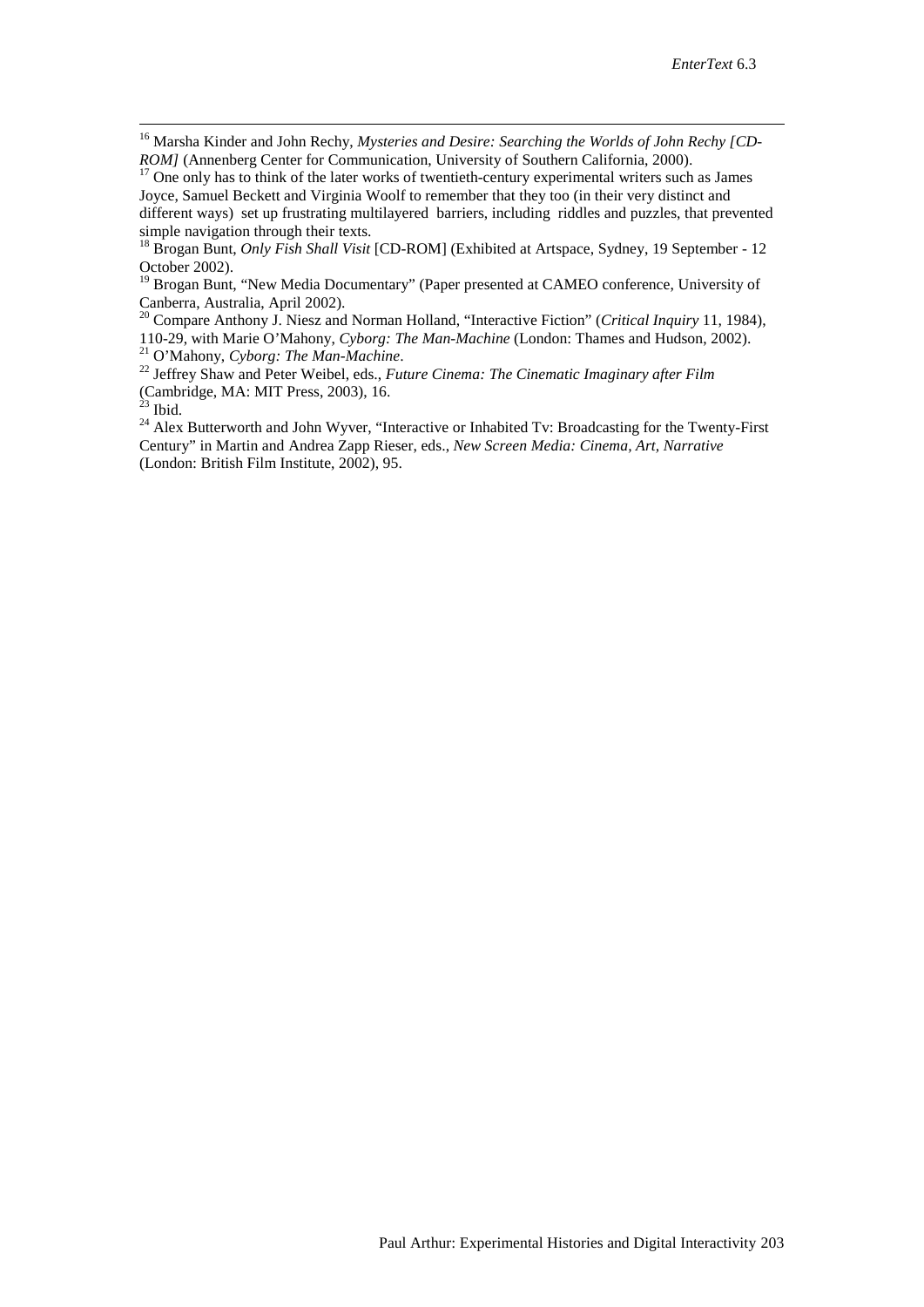[16] Marsha Kinder and John Rechy, *Mysteries and Desire: Searching the Worlds of John Rechy [CD-ROM]* (Annenberg Center for Communication, University of Southern California, 2000).

[17] One only has to think of the later works of twentieth-century experimental writers such as James Joyce, Samuel Beckett and Virginia Woolf to remember that they too (in their very distinct and different ways) set up frustrating multilayered barriers, including riddles and puzzles, that prevented simple navigation through their texts.

[18] Brogan Bunt, *Only Fish Shall Visit* [CD-ROM] (Exhibited at Artspace, Sydney, 19 September - 12 October 2002).

[19] Brogan Bunt, "New Media Documentary" (Paper presented at CAMEO conference, University of Canberra, Australia, April 2002).

[20] Compare Anthony J. Niesz and Norman Holland, "Interactive Fiction" (*Critical Inquiry* 11, 1984), 110-29, with Marie O'Mahony, *Cyborg: The Man-Machine* (London: Thames and Hudson, 2002).

[21] O'Mahony, *Cyborg: The Man-Machine*.

[22] Jeffrey Shaw and Peter Weibel, eds., *Future Cinema: The Cinematic Imaginary after Film* (Cambridge, MA: MIT Press, 2003), 16.

[23] Ibid.

[24] Alex Butterworth and John Wyver, "Interactive or Inhabited Tv: Broadcasting for the Twenty-First Century" in Martin and Andrea Zapp Rieser, eds., *New Screen Media: Cinema, Art, Narrative* (London: British Film Institute, 2002), 95.